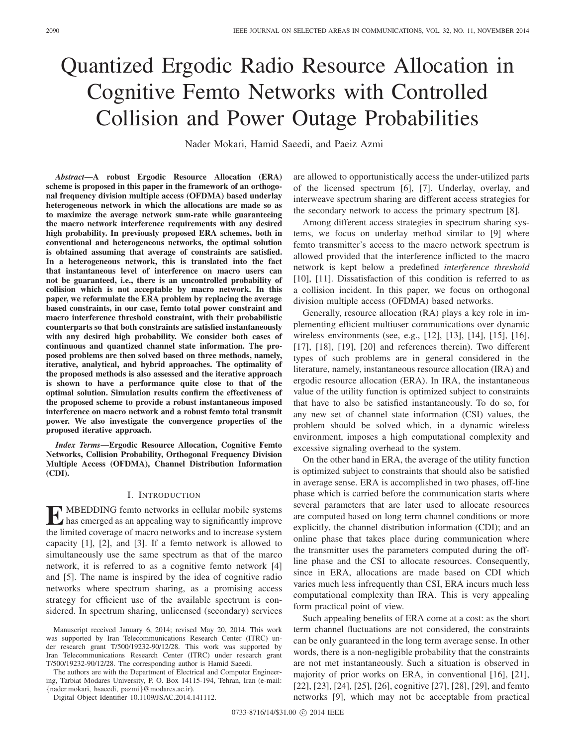# Quantized Ergodic Radio Resource Allocation in Cognitive Femto Networks with Controlled Collision and Power Outage Probabilities

Nader Mokari, Hamid Saeedi, and Paeiz Azmi

***Abstract*—A robust Ergodic Resource Allocation (ERA) scheme is proposed in this paper in the framework of an orthogonal frequency division multiple access (OFDMA) based underlay heterogeneous network in which the allocations are made so as to maximize the average network sum-rate while guaranteeing the macro network interference requirements with any desired high probability. In previously proposed ERA schemes, both in conventional and heterogeneous networks, the optimal solution is obtained assuming that average of constraints are satisfied. In a heterogeneous network, this is translated into the fact that instantaneous level of interference on macro users can not be guaranteed, i.e., there is an uncontrolled probability of collision which is not acceptable by macro network. In this paper, we reformulate the ERA problem by replacing the average based constraints, in our case, femto total power constraint and macro interference threshold constraint, with their probabilistic counterparts so that both constraints are satisfied instantaneously with any desired high probability. We consider both cases of continuous and quantized channel state information. The proposed problems are then solved based on three methods, namely, iterative, analytical, and hybrid approaches. The optimality of the proposed methods is also assessed and the iterative approach is shown to have a performance quite close to that of the optimal solution. Simulation results confirm the effectiveness of the proposed scheme to provide a robust instantaneous imposed interference on macro network and a robust femto total transmit power. We also investigate the convergence properties of the proposed iterative approach.**

***Index Terms*—Ergodic Resource Allocation, Cognitive Femto Networks, Collision Probability, Orthogonal Frequency Division Multiple Access (OFDMA), Channel Distribution Information (CDI).**

## I. Introduction

Embedding femto networks in cellular mobile systems has emerged as an appealing way to significantly improve the limited coverage of macro networks and to increase system capacity [1], [2], and [3]. If a femto network is allowed to simultaneously use the same spectrum as that of the marco network, it is referred to as a cognitive femto network [4] and [5]. The name is inspired by the idea of cognitive radio networks where spectrum sharing, as a promising access strategy for efficient use of the available spectrum is considered. In spectrum sharing, unlicensed (secondary) services are allowed to opportunistically access the under-utilized parts of the licensed spectrum [6], [7]. Underlay, overlay, and interweave spectrum sharing are different access strategies for the secondary network to access the primary spectrum [8].

Among different access strategies in spectrum sharing systems, we focus on underlay method similar to [9] where femto transmitter's access to the macro network spectrum is allowed provided that the interference inflicted to the macro network is kept below a predefined *interference threshold* [10], [11]. Dissatisfaction of this condition is referred to as a collision incident. In this paper, we focus on orthogonal division multiple access (OFDMA) based networks.

Generally, resource allocation (RA) plays a key role in implementing efficient multiuser communications over dynamic wireless environments (see, e.g., [12], [13], [14], [15], [16], [17], [18], [19], [20] and references therein). Two different types of such problems are in general considered in the literature, namely, instantaneous resource allocation (IRA) and ergodic resource allocation (ERA). In IRA, the instantaneous value of the utility function is optimized subject to constraints that have to also be satisfied instantaneously. To do so, for any new set of channel state information (CSI) values, the problem should be solved which, in a dynamic wireless environment, imposes a high computational complexity and excessive signaling overhead to the system.

On the other hand in ERA, the average of the utility function is optimized subject to constraints that should also be satisfied in average sense. ERA is accomplished in two phases, off-line phase which is carried before the communication starts where several parameters that are later used to allocate resources are computed based on long term channel conditions or more explicitly, the channel distribution information (CDI); and an online phase that takes place during communication where the transmitter uses the parameters computed during the off-line phase and the CSI to allocate resources. Consequently, since in ERA, allocations are made based on CDI which varies much less infrequently than CSI, ERA incurs much less computational complexity than IRA. This is very appealing form practical point of view.

Such appealing benefits of ERA come at a cost: as the short term channel fluctuations are not considered, the constraints can be only guaranteed in the long term average sense. In other words, there is a non-negligible probability that the constraints are not met instantaneously. Such a situation is observed in majority of prior works on ERA, in conventional [16], [21], [22], [23], [24], [25], [26], cognitive [27], [28], [29], and femto networks [9], which may not be acceptable from practical

Manuscript received January 6, 2014; revised May 20, 2014. This work was supported by Iran Telecommunications Research Center (ITRC) under research grant T/500/19232-90/12/28. This work was supported by Iran Telecommunications Research Center (ITRC) under research grant T/500/19232-90/12/28. The corresponding author is Hamid Saeedi.

The authors are with the Department of Electrical and Computer Engineering, Tarbiat Modares University, P. O. Box 14115-194, Tehran, Iran (e-mail: {nader.mokari, hsaeedi, pazmi}@modares.ac.ir).

Digital Object Identifier 10.1109/JSAC.2014.141112.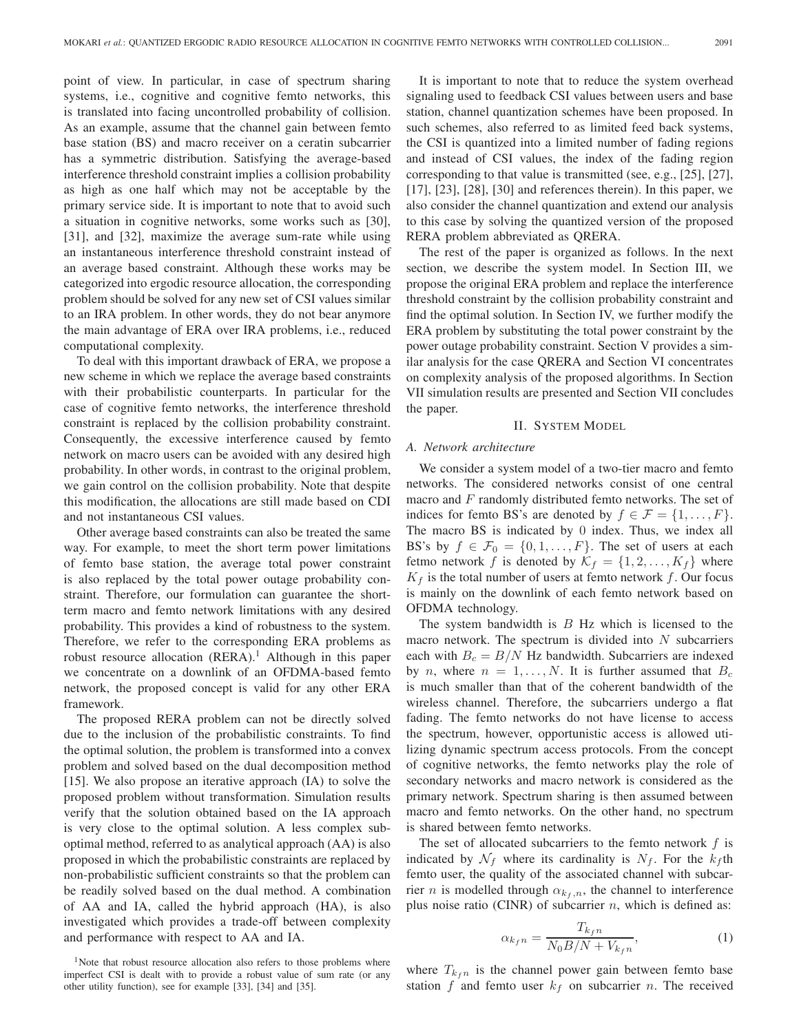point of view. In particular, in case of spectrum sharing systems, i.e., cognitive and cognitive femto networks, this is translated into facing uncontrolled probability of collision. As an example, assume that the channel gain between femto base station (BS) and macro receiver on a ceratin subcarrier has a symmetric distribution. Satisfying the average-based interference threshold constraint implies a collision probability as high as one half which may not be acceptable by the primary service side. It is important to note that to avoid such a situation in cognitive networks, some works such as [30], [31], and [32], maximize the average sum-rate while using an instantaneous interference threshold constraint instead of an average based constraint. Although these works may be categorized into ergodic resource allocation, the corresponding problem should be solved for any new set of CSI values similar to an IRA problem. In other words, they do not bear anymore the main advantage of ERA over IRA problems, i.e., reduced computational complexity.

To deal with this important drawback of ERA, we propose a new scheme in which we replace the average based constraints with their probabilistic counterparts. In particular for the case of cognitive femto networks, the interference threshold constraint is replaced by the collision probability constraint. Consequently, the excessive interference caused by femto network on macro users can be avoided with any desired high probability. In other words, in contrast to the original problem, we gain control on the collision probability. Note that despite this modification, the allocations are still made based on CDI and not instantaneous CSI values.

Other average based constraints can also be treated the same way. For example, to meet the short term power limitations of femto base station, the average total power constraint is also replaced by the total power outage probability constraint. Therefore, our formulation can guarantee the short-term macro and femto network limitations with any desired probability. This provides a kind of robustness to the system. Therefore, we refer to the corresponding ERA problems as robust resource allocation (RERA).[1] Although in this paper we concentrate on a downlink of an OFDMA-based femto network, the proposed concept is valid for any other ERA framework.

The proposed RERA problem can not be directly solved due to the inclusion of the probabilistic constraints. To find the optimal solution, the problem is transformed into a convex problem and solved based on the dual decomposition method [15]. We also propose an iterative approach (IA) to solve the proposed problem without transformation. Simulation results verify that the solution obtained based on the IA approach is very close to the optimal solution. A less complex sub-optimal method, referred to as analytical approach (AA) is also proposed in which the probabilistic constraints are replaced by non-probabilistic sufficient constraints so that the problem can be readily solved based on the dual method. A combination of AA and IA, called the hybrid approach (HA), is also investigated which provides a trade-off between complexity and performance with respect to AA and IA.

[1]Note that robust resource allocation also refers to those problems where imperfect CSI is dealt with to provide a robust value of sum rate (or any other utility function), see for example [33], [34] and [35].

It is important to note that to reduce the system overhead signaling used to feedback CSI values between users and base station, channel quantization schemes have been proposed. In such schemes, also referred to as limited feed back systems, the CSI is quantized into a limited number of fading regions and instead of CSI values, the index of the fading region corresponding to that value is transmitted (see, e.g., [25], [27], [17], [23], [28], [30] and references therein). In this paper, we also consider the channel quantization and extend our analysis to this case by solving the quantized version of the proposed RERA problem abbreviated as QRERA.

The rest of the paper is organized as follows. In the next section, we describe the system model. In Section III, we propose the original ERA problem and replace the interference threshold constraint by the collision probability constraint and find the optimal solution. In Section IV, we further modify the ERA problem by substituting the total power constraint by the power outage probability constraint. Section V provides a similar analysis for the case QRERA and Section VI concentrates on complexity analysis of the proposed algorithms. In Section VII simulation results are presented and Section VII concludes the paper.

## II. System Model

### A. Network architecture

We consider a system model of a two-tier macro and femto networks. The considered networks consist of one central macro and $F$ randomly distributed femto networks. The set of indices for femto BS's are denoted by $f \in \mathcal{F} = \{1, \dots, F\}$. The macro BS is indicated by 0 index. Thus, we index all BS's by $f \in \mathcal{F}_0 = \{0, 1, \dots, F\}$. The set of users at each femto network $f$ is denoted by $\mathcal{K}_f = \{1, 2, \dots, K_f\}$ where $K_f$ is the total number of users at femto network $f$. Our focus is mainly on the downlink of each femto network based on OFDMA technology.

The system bandwidth is $B$ Hz which is licensed to the macro network. The spectrum is divided into $N$ subcarriers each with $B_c = B/N$ Hz bandwidth. Subcarriers are indexed by $n$, where $n = 1, \dots, N$. It is further assumed that $B_c$ is much smaller than that of the coherent bandwidth of the wireless channel. Therefore, the subcarriers undergo a flat fading. The femto networks do not have license to access the spectrum, however, opportunistic access is allowed utilizing dynamic spectrum access protocols. From the concept of cognitive networks, the femto networks play the role of secondary networks and macro network is considered as the primary network. Spectrum sharing is then assumed between macro and femto networks. On the other hand, no spectrum is shared between femto networks.

The set of allocated subcarriers to the femto network $f$ is indicated by $\mathcal{N}_f$ where its cardinality is $N_f$. For the $k_f$th femto user, the quality of the associated channel with subcarrier $n$ is modelled through $\alpha_{k_f,n}$, the channel to interference plus noise ratio (CINR) of subcarrier $n$, which is defined as:

$$\alpha_{k_f n} = \frac{T_{k_f n}}{N_0 B/N + V_{k_f n}}, \tag{1}$$

where $T_{k_f n}$ is the channel power gain between femto base station $f$ and femto user $k_f$ on subcarrier $n$. The received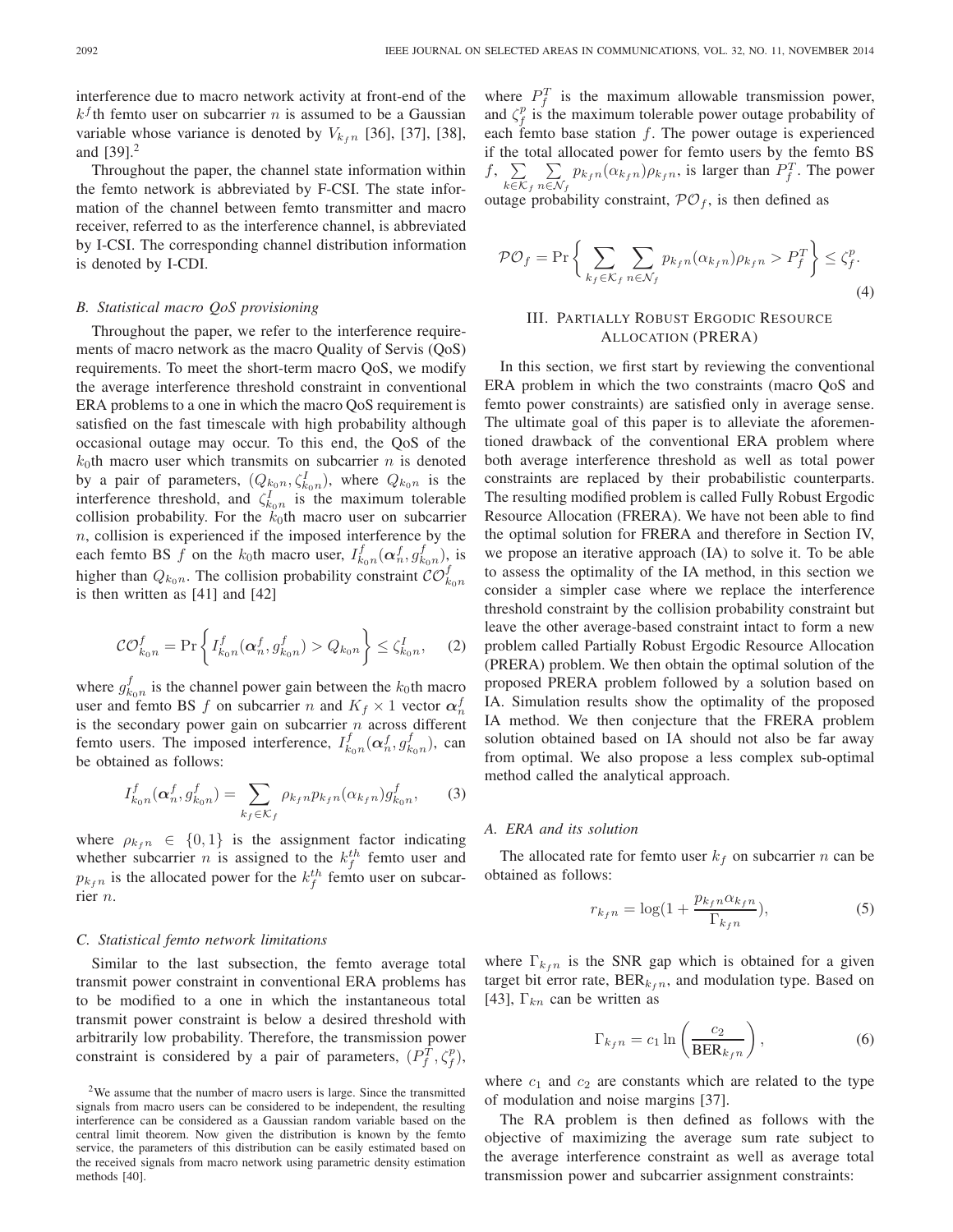interference due to macro network activity at front-end of the $k^f$th femto user on subcarrier $n$ is assumed to be a Gaussian variable whose variance is denoted by $V_{k_f n}$ [36], [37], [38], and [39].[2]

Throughout the paper, the channel state information within the femto network is abbreviated by F-CSI. The state information of the channel between femto transmitter and macro receiver, referred to as the interference channel, is abbreviated by I-CSI. The corresponding channel distribution information is denoted by I-CDI.

### B. Statistical macro QoS provisioning

Throughout the paper, we refer to the interference requirements of macro network as the macro Quality of Servis (QoS) requirements. To meet the short-term macro QoS, we modify the average interference threshold constraint in conventional ERA problems to a one in which the macro QoS requirement is satisfied on the fast timescale with high probability although occasional outage may occur. To this end, the QoS of the $k_0$th macro user which transmits on subcarrier $n$ is denoted by a pair of parameters, $(Q_{k_0 n}, \zeta^I_{k_0 n})$, where $Q_{k_0 n}$ is the interference threshold, and $\zeta^I_{k_0 n}$ is the maximum tolerable collision probability. For the $k_0$th macro user on subcarrier $n$, collision is experienced if the imposed interference by the each femto BS $f$ on the $k_0$th macro user, $I^f_{k_0 n}(\boldsymbol{\alpha}^f_n, g^f_{k_0 n})$, is higher than $Q_{k_0 n}$. The collision probability constraint $\mathcal{CO}^f_{k_0 n}$ is then written as [41] and [42]

$$\mathcal{CO}^f_{k_0 n} = \Pr\left\{ I^f_{k_0 n}(\boldsymbol{\alpha}^f_n, g^f_{k_0 n}) > Q_{k_0 n} \right\} \leq \zeta^I_{k_0 n}, \quad (2)$$

where $g^f_{k_0 n}$ is the channel power gain between the $k_0$th macro user and femto BS $f$ on subcarrier $n$ and $K_f \times 1$ vector $\boldsymbol{\alpha}^f_n$ is the secondary power gain on subcarrier $n$ across different femto users. The imposed interference, $I^f_{k_0 n}(\boldsymbol{\alpha}^f_n, g^f_{k_0 n})$, can be obtained as follows:

$$I^f_{k_0 n}(\boldsymbol{\alpha}^f_n, g^f_{k_0 n}) = \sum_{k_f \in \mathcal{K}_f} \rho_{k_f n} p_{k_f n}(\alpha_{k_f n}) g^f_{k_0 n}, \quad (3)$$

where $\rho_{k_f n} \in \{0, 1\}$ is the assignment factor indicating whether subcarrier $n$ is assigned to the $k_f^{th}$ femto user and $p_{k_f n}$ is the allocated power for the $k_f^{th}$ femto user on subcarrier $n$.

### C. Statistical femto network limitations

Similar to the last subsection, the femto average total transmit power constraint in conventional ERA problems has to be modified to a one in which the instantaneous total transmit power constraint is below a desired threshold with arbitrarily low probability. Therefore, the transmission power constraint is considered by a pair of parameters, $(P^T_f, \zeta^p_f)$, where $P^T_f$ is the maximum allowable transmission power, and $\zeta^p_f$ is the maximum tolerable power outage probability of each femto base station $f$. The power outage is experienced if the total allocated power for femto users by the femto BS $f$, $\sum_{k \in \mathcal{K}_f} \sum_{n \in \mathcal{N}_f} p_{k_f n}(\alpha_{k_f n}) \rho_{k_f n}$, is larger than $P^T_f$. The power outage probability constraint, $\mathcal{PO}_f$, is then defined as

$$\mathcal{PO}_f = \Pr\left\{ \sum_{k_f \in \mathcal{K}_f} \sum_{n \in \mathcal{N}_f} p_{k_f n}(\alpha_{k_f n}) \rho_{k_f n} > P^T_f \right\} \leq \zeta^p_f. \quad (4)$$

## III. Partially Robust Ergodic Resource Allocation (PRERA)

In this section, we first start by reviewing the conventional ERA problem in which the two constraints (macro QoS and femto power constraints) are satisfied only in average sense. The ultimate goal of this paper is to alleviate the aforementioned drawback of the conventional ERA problem where both average interference threshold as well as total power constraints are replaced by their probabilistic counterparts. The resulting modified problem is called Fully Robust Ergodic Resource Allocation (FRERA). We have not been able to find the optimal solution for FRERA and therefore in Section IV, we propose an iterative approach (IA) to solve it. To be able to assess the optimality of the IA method, in this section we consider a simpler case where we replace the interference threshold constraint by the collision probability constraint but leave the other average-based constraint intact to form a new problem called Partially Robust Ergodic Resource Allocation (PRERA) problem. We then obtain the optimal solution of the proposed PRERA problem followed by a solution based on IA. Simulation results show the optimality of the proposed IA method. We then conjecture that the FRERA problem solution obtained based on IA should not also be far away from optimal. We also propose a less complex sub-optimal method called the analytical approach.

### A. ERA and its solution

The allocated rate for femto user $k_f$ on subcarrier $n$ can be obtained as follows:

$$r_{k_f n} = \log\left(1 + \frac{p_{k_f n} \alpha_{k_f n}}{\Gamma_{k_f n}}\right), \quad (5)$$

where $\Gamma_{k_f n}$ is the SNR gap which is obtained for a given target bit error rate, $\text{BER}_{k_f n}$, and modulation type. Based on [43], $\Gamma_{kn}$ can be written as

$$\Gamma_{k_f n} = c_1 \ln\left(\frac{c_2}{\text{BER}_{k_f n}}\right), \quad (6)$$

where $c_1$ and $c_2$ are constants which are related to the type of modulation and noise margins [37].

The RA problem is then defined as follows with the objective of maximizing the average sum rate subject to the average interference constraint as well as average total transmission power and subcarrier assignment constraints:

[2] We assume that the number of macro users is large. Since the transmitted signals from macro users can be considered to be independent, the resulting interference can be considered as a Gaussian random variable based on the central limit theorem. Now given the distribution is known by the femto service, the parameters of this distribution can be easily estimated based on the received signals from macro network using parametric density estimation methods [40].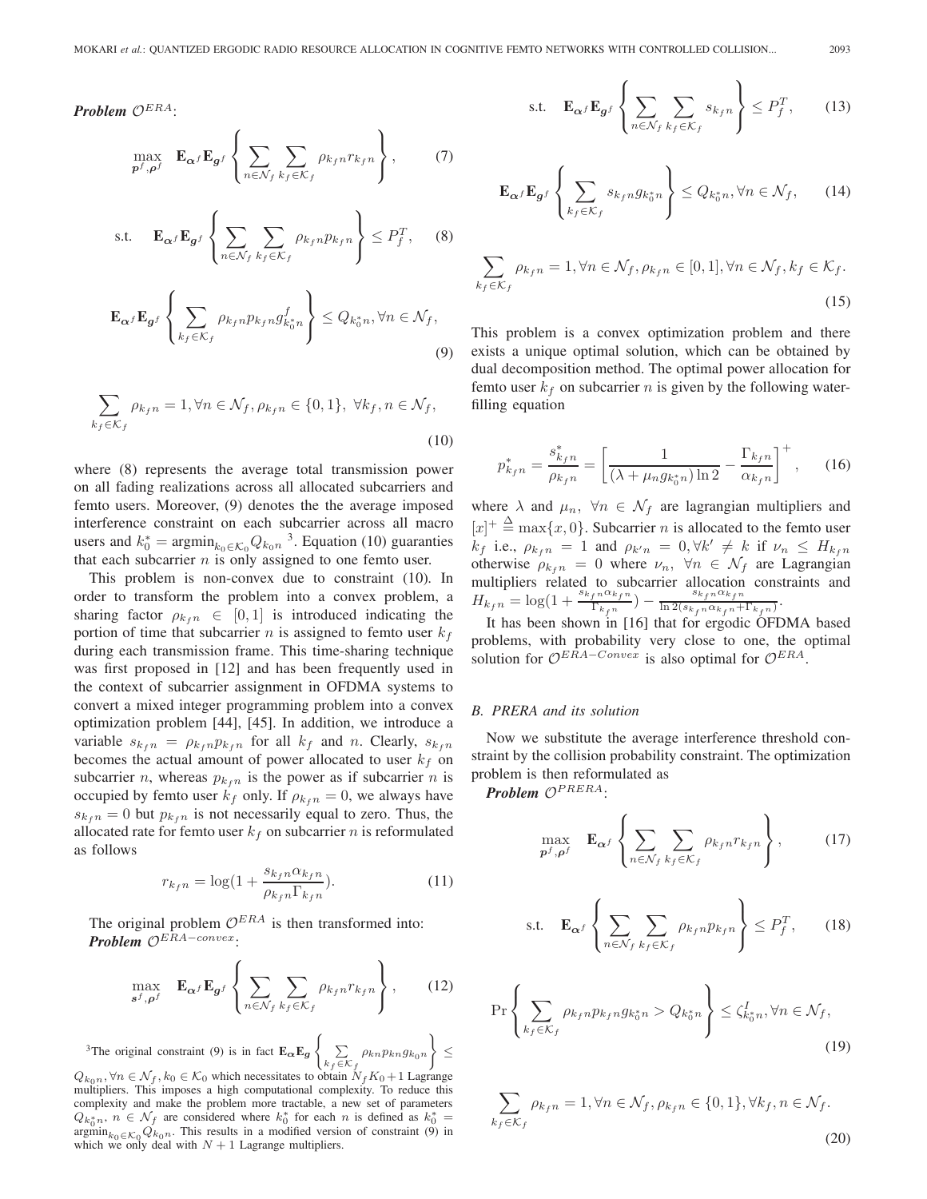***Problem*** $\mathcal{O}^{ERA}$:

$$\max_{\boldsymbol{p}^f,\boldsymbol{\rho}^f} \quad \mathbf{E}_{\boldsymbol{\alpha}^f}\mathbf{E}_{\boldsymbol{g}^f}\left\{\sum_{n\in\mathcal{N}_f}\sum_{k_f\in\mathcal{K}_f}\rho_{k_fn}r_{k_fn}\right\}, \tag{7}$$

$$\text{s.t.} \quad \mathbf{E}_{\boldsymbol{\alpha}^f}\mathbf{E}_{\boldsymbol{g}^f}\left\{\sum_{n\in\mathcal{N}_f}\sum_{k_f\in\mathcal{K}_f}\rho_{k_fn}p_{k_fn}\right\} \leq P_f^T, \tag{8}$$

$$\mathbf{E}_{\boldsymbol{\alpha}^f}\mathbf{E}_{\boldsymbol{g}^f}\left\{\sum_{k_f\in\mathcal{K}_f}\rho_{k_fn}p_{k_fn}g^f_{k_0^*n}\right\} \leq Q_{k_0^*n}, \forall n\in\mathcal{N}_f, \tag{9}$$

$$\sum_{k_f\in\mathcal{K}_f}\rho_{k_fn}=1, \forall n\in\mathcal{N}_f, \rho_{k_fn}\in\{0,1\},\ \forall k_f, n\in\mathcal{N}_f, \tag{10}$$

where (8) represents the average total transmission power on all fading realizations across all allocated subcarriers and femto users. Moreover, (9) denotes the the average imposed interference constraint on each subcarrier across all macro users and $k_0^* = \text{argmin}_{k_0\in\mathcal{K}_0} Q_{k_0n}$ [3]. Equation (10) guaranties that each subcarrier $n$ is only assigned to one femto user.

This problem is non-convex due to constraint (10). In order to transform the problem into a convex problem, a sharing factor $\rho_{k_fn} \in [0,1]$ is introduced indicating the portion of time that subcarrier $n$ is assigned to femto user $k_f$ during each transmission frame. This time-sharing technique was first proposed in [12] and has been frequently used in the context of subcarrier assignment in OFDMA systems to convert a mixed integer programming problem into a convex optimization problem [44], [45]. In addition, we introduce a variable $s_{k_fn} = \rho_{k_fn}p_{k_fn}$ for all $k_f$ and $n$. Clearly, $s_{k_fn}$ becomes the actual amount of power allocated to user $k_f$ on subcarrier $n$, whereas $p_{k_fn}$ is the power as if subcarrier $n$ is occupied by femto user $k_f$ only. If $\rho_{k_fn}=0$, we always have $s_{k_fn}=0$ but $p_{k_fn}$ is not necessarily equal to zero. Thus, the allocated rate for femto user $k_f$ on subcarrier $n$ is reformulated as follows

$$r_{k_fn} = \log(1+\frac{s_{k_fn}\alpha_{k_fn}}{\rho_{k_fn}\Gamma_{k_fn}}). \tag{11}$$

The original problem $\mathcal{O}^{ERA}$ is then transformed into:
***Problem*** $\mathcal{O}^{ERA-convex}$:

$$\max_{\boldsymbol{s}^f,\boldsymbol{\rho}^f} \quad \mathbf{E}_{\boldsymbol{\alpha}^f}\mathbf{E}_{\boldsymbol{g}^f}\left\{\sum_{n\in\mathcal{N}_f}\sum_{k_f\in\mathcal{K}_f}\rho_{k_fn}r_{k_fn}\right\}, \tag{12}$$

$$\text{s.t.} \quad \mathbf{E}_{\boldsymbol{\alpha}^f}\mathbf{E}_{\boldsymbol{g}^f}\left\{\sum_{n\in\mathcal{N}_f}\sum_{k_f\in\mathcal{K}_f}s_{k_fn}\right\} \leq P_f^T, \tag{13}$$

$$\mathbf{E}_{\boldsymbol{\alpha}^f}\mathbf{E}_{\boldsymbol{g}^f}\left\{\sum_{k_f\in\mathcal{K}_f}s_{k_fn}g_{k_0^*n}\right\} \leq Q_{k_0^*n}, \forall n\in\mathcal{N}_f, \tag{14}$$

$$\sum_{k_f\in\mathcal{K}_f}\rho_{k_fn}=1, \forall n\in\mathcal{N}_f, \rho_{k_fn}\in[0,1], \forall n\in\mathcal{N}_f, k_f\in\mathcal{K}_f. \tag{15}$$

This problem is a convex optimization problem and there exists a unique optimal solution, which can be obtained by dual decomposition method. The optimal power allocation for femto user $k_f$ on subcarrier $n$ is given by the following water-filling equation

$$p^*_{k_fn} = \frac{s^*_{k_fn}}{\rho_{k_fn}} = \left[\frac{1}{(\lambda+\mu_n g_{k_0^*n})\ln 2} - \frac{\Gamma_{k_fn}}{\alpha_{k_fn}}\right]^+, \tag{16}$$

where $\lambda$ and $\mu_n$, $\forall n\in\mathcal{N}_f$ are lagrangian multipliers and $[x]^+ \stackrel{\Delta}{=} \max\{x,0\}$. Subcarrier $n$ is allocated to the femto user $k_f$ i.e., $\rho_{k_fn}=1$ and $\rho_{k'n}=0, \forall k'\neq k$ if $\nu_n \leq H_{k_fn}$ otherwise $\rho_{k_fn}=0$ where $\nu_n$, $\forall n\in\mathcal{N}_f$ are Lagrangian multipliers related to subcarrier allocation constraints and $H_{k_fn} = \log(1+\frac{s_{k_fn}\alpha_{k_fn}}{\Gamma_{k_fn}}) - \frac{s_{k_fn}\alpha_{k_fn}}{\ln 2(s_{k_fn}\alpha_{k_fn}+\Gamma_{k_fn})}$.

It has been shown in [16] that for ergodic OFDMA based problems, with probability very close to one, the optimal solution for $\mathcal{O}^{ERA-Convex}$ is also optimal for $\mathcal{O}^{ERA}$.

### *B. PRERA and its solution*

Now we substitute the average interference threshold constraint by the collision probability constraint. The optimization problem is then reformulated as
***Problem*** $\mathcal{O}^{PRERA}$:

$$\max_{\boldsymbol{p}^f,\boldsymbol{\rho}^f} \quad \mathbf{E}_{\boldsymbol{\alpha}^f}\left\{\sum_{n\in\mathcal{N}_f}\sum_{k_f\in\mathcal{K}_f}\rho_{k_fn}r_{k_fn}\right\}, \tag{17}$$

$$\text{s.t.} \quad \mathbf{E}_{\boldsymbol{\alpha}^f}\left\{\sum_{n\in\mathcal{N}_f}\sum_{k_f\in\mathcal{K}_f}\rho_{k_fn}p_{k_fn}\right\} \leq P_f^T, \tag{18}$$

$$\Pr\left\{\sum_{k_f\in\mathcal{K}_f}\rho_{k_fn}p_{k_fn}g_{k_0^*n} > Q_{k_0^*n}\right\} \leq \zeta^I_{k_0^*n}, \forall n\in\mathcal{N}_f, \tag{19}$$

$$\sum_{k_f\in\mathcal{K}_f}\rho_{k_fn}=1, \forall n\in\mathcal{N}_f, \rho_{k_fn}\in\{0,1\}, \forall k_f, n\in\mathcal{N}_f. \tag{20}$$

[3] The original constraint (9) is in fact $\mathbf{E}_{\boldsymbol{\alpha}}\mathbf{E}_{\boldsymbol{g}}\left\{\sum_{k_f\in\mathcal{K}_f}\rho_{kn}p_{kn}g_{k_0n}\right\} \leq Q_{k_0n}, \forall n\in\mathcal{N}_f, k_0\in\mathcal{K}_0$ which necessitates to obtain $N_fK_0+1$ Lagrange multipliers. This imposes a high computational complexity. To reduce this complexity and make the problem more tractable, a new set of parameters $Q_{k_0^*n}$, $n\in\mathcal{N}_f$ are considered where $k_0^*$ for each $n$ is defined as $k_0^* = \text{argmin}_{k_0\in\mathcal{K}_0} Q_{k_0n}$. This results in a modified version of constraint (9) in which we only deal with $N+1$ Lagrange multipliers.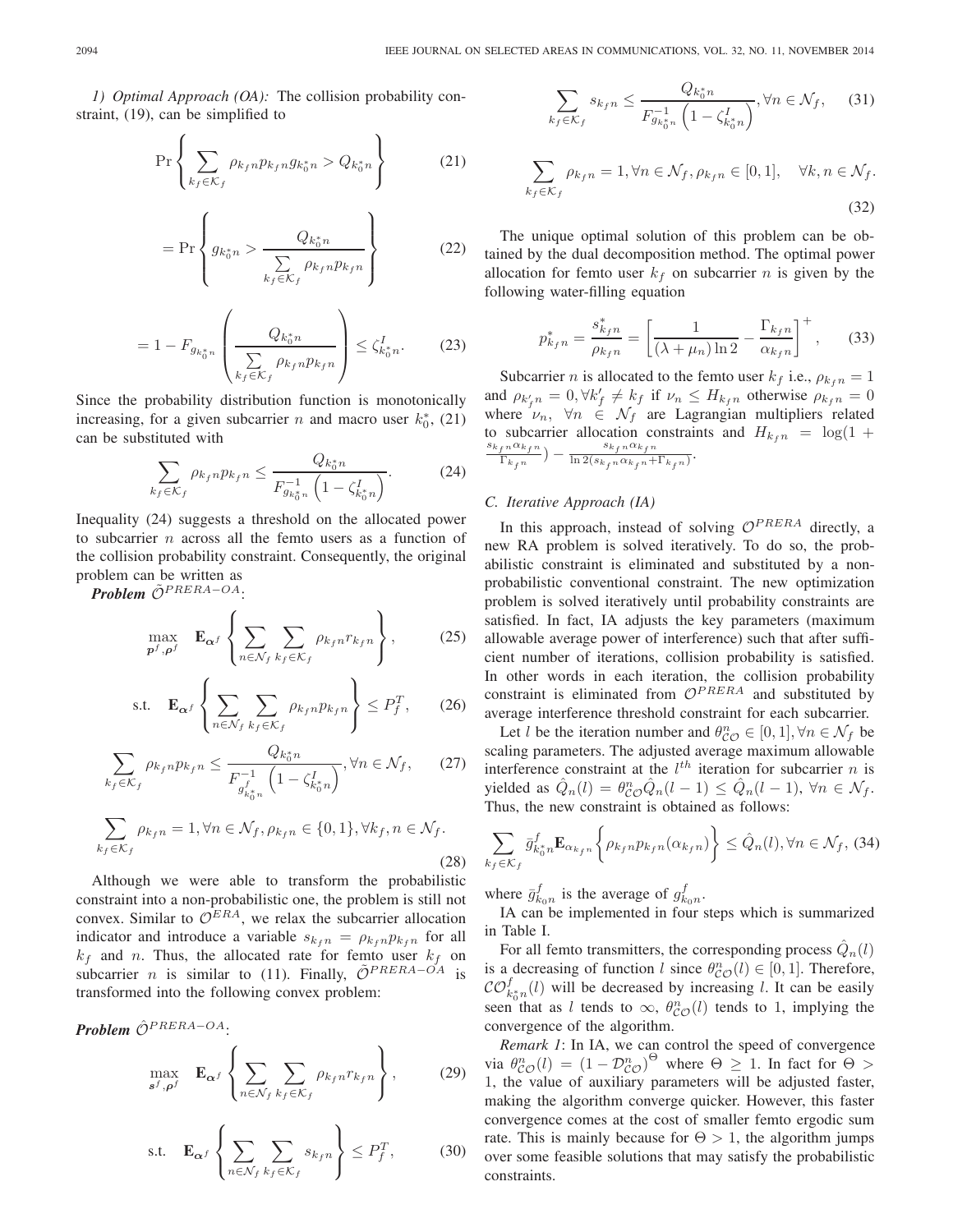*1) Optimal Approach (OA):* The collision probability constraint, (19), can be simplified to

$$\Pr\left\{\sum_{k_f\in\mathcal{K}_f}\rho_{k_fn}p_{k_fn}g_{k_0^*n} > Q_{k_0^*n}\right\} \tag{21}$$

$$= \Pr\left\{g_{k_0^*n} > \frac{Q_{k_0^*n}}{\sum\limits_{k_f\in\mathcal{K}_f}\rho_{k_fn}p_{k_fn}}\right\} \tag{22}$$

$$= 1 - F_{g_{k_0^*n}}\left(\frac{Q_{k_0^*n}}{\sum\limits_{k_f\in\mathcal{K}_f}\rho_{k_fn}p_{k_fn}}\right) \leq \zeta^I_{k_0^*n}. \tag{23}$$

Since the probability distribution function is monotonically increasing, for a given subcarrier $n$ and macro user $k_0^*$, (21) can be substituted with

$$\sum_{k_f\in\mathcal{K}_f}\rho_{k_fn}p_{k_fn} \leq \frac{Q_{k_0^*n}}{F^{-1}_{g_{k_0^*n}}\left(1-\zeta^I_{k_0^*n}\right)}. \tag{24}$$

Inequality (24) suggests a threshold on the allocated power to subcarrier $n$ across all the femto users as a function of the collision probability constraint. Consequently, the original problem can be written as

***Problem*** $\tilde{\mathcal{O}}^{PRERA-OA}$:

$$\max_{\boldsymbol{p}^f,\boldsymbol{\rho}^f} \quad \mathbf{E}_{\boldsymbol{\alpha}^f}\left\{\sum_{n\in\mathcal{N}_f}\sum_{k_f\in\mathcal{K}_f}\rho_{k_fn}r_{k_fn}\right\}, \tag{25}$$

$$\text{s.t.} \quad \mathbf{E}_{\boldsymbol{\alpha}^f}\left\{\sum_{n\in\mathcal{N}_f}\sum_{k_f\in\mathcal{K}_f}\rho_{k_fn}p_{k_fn}\right\} \leq P^T_f, \tag{26}$$

$$\sum_{k_f\in\mathcal{K}_f}\rho_{k_fn}p_{k_fn} \leq \frac{Q_{k_0^*n}}{F^{-1}_{g^f_{k_0^*n}}\left(1-\zeta^I_{k_0^*n}\right)}, \forall n\in\mathcal{N}_f, \tag{27}$$

$$\sum_{k_f\in\mathcal{K}_f}\rho_{k_fn} = 1, \forall n\in\mathcal{N}_f, \rho_{k_fn}\in\{0,1\}, \forall k_f, n\in\mathcal{N}_f. \tag{28}$$

Although we were able to transform the probabilistic constraint into a non-probabilistic one, the problem is still not convex. Similar to $\mathcal{O}^{ERA}$, we relax the subcarrier allocation indicator and introduce a variable $s_{k_fn} = \rho_{k_fn}p_{k_fn}$ for all $k_f$ and $n$. Thus, the allocated rate for femto user $k_f$ on subcarrier $n$ is similar to (11). Finally, $\tilde{\mathcal{O}}^{PRERA-OA}$ is transformed into the following convex problem:

***Problem*** $\hat{\mathcal{O}}^{PRERA-OA}$:

$$\max_{\boldsymbol{s}^f,\boldsymbol{\rho}^f} \quad \mathbf{E}_{\boldsymbol{\alpha}^f}\left\{\sum_{n\in\mathcal{N}_f}\sum_{k_f\in\mathcal{K}_f}\rho_{k_fn}r_{k_fn}\right\}, \tag{29}$$

$$\text{s.t.} \quad \mathbf{E}_{\boldsymbol{\alpha}^f}\left\{\sum_{n\in\mathcal{N}_f}\sum_{k_f\in\mathcal{K}_f}s_{k_fn}\right\} \leq P^T_f, \tag{30}$$

$$\sum_{k_f\in\mathcal{K}_f}s_{k_fn} \leq \frac{Q_{k_0^*n}}{F^{-1}_{g_{k_0^*n}}\left(1-\zeta^I_{k_0^*n}\right)}, \forall n\in\mathcal{N}_f, \tag{31}$$

$$\sum_{k_f\in\mathcal{K}_f}\rho_{k_fn} = 1, \forall n\in\mathcal{N}_f, \rho_{k_fn}\in[0,1], \quad \forall k, n\in\mathcal{N}_f. \tag{32}$$

The unique optimal solution of this problem can be obtained by the dual decomposition method. The optimal power allocation for femto user $k_f$ on subcarrier $n$ is given by the following water-filling equation

$$p^*_{k_fn} = \frac{s^*_{k_fn}}{\rho_{k_fn}} = \left[\frac{1}{(\lambda+\mu_n)\ln 2} - \frac{\Gamma_{k_fn}}{\alpha_{k_fn}}\right]^+, \tag{33}$$

Subcarrier $n$ is allocated to the femto user $k_f$ i.e., $\rho_{k_fn} = 1$ and $\rho_{k'_fn} = 0, \forall k'_f \neq k_f$ if $\nu_n \leq H_{k_fn}$ otherwise $\rho_{k_fn} = 0$ where $\nu_n$, $\forall n \in \mathcal{N}_f$ are Lagrangian multipliers related to subcarrier allocation constraints and $H_{k_fn} = \log(1 + \frac{s_{k_fn}\alpha_{k_fn}}{\Gamma_{k_fn}}) - \frac{s_{k_fn}\alpha_{k_fn}}{\ln 2(s_{k_fn}\alpha_{k_fn}+\Gamma_{k_fn})}$.

### C. Iterative Approach (IA)

In this approach, instead of solving $\mathcal{O}^{PRERA}$ directly, a new RA problem is solved iteratively. To do so, the probabilistic constraint is eliminated and substituted by a non-probabilistic conventional constraint. The new optimization problem is solved iteratively until probability constraints are satisfied. In fact, IA adjusts the key parameters (maximum allowable average power of interference) such that after sufficient number of iterations, collision probability is satisfied. In other words in each iteration, the collision probability constraint is eliminated from $\mathcal{O}^{PRERA}$ and substituted by average interference threshold constraint for each subcarrier.

Let $l$ be the iteration number and $\theta^n_{\mathcal{CO}} \in [0,1], \forall n \in \mathcal{N}_f$ be scaling parameters. The adjusted average maximum allowable interference constraint at the $l^{th}$ iteration for subcarrier $n$ is yielded as $\hat{Q}_n(l) = \theta^n_{\mathcal{CO}}\hat{Q}_n(l-1) \leq \hat{Q}_n(l-1)$, $\forall n \in \mathcal{N}_f$. Thus, the new constraint is obtained as follows:

$$\sum_{k_f\in\mathcal{K}_f}\bar{g}^f_{k_0^*n}\mathbf{E}_{\alpha_{k_fn}}\left\{\rho_{k_fn}p_{k_fn}(\alpha_{k_fn})\right\} \leq \hat{Q}_n(l), \forall n\in\mathcal{N}_f, \tag{34}$$

where $\bar{g}^f_{k_0n}$ is the average of $g^f_{k_0n}$.

IA can be implemented in four steps which is summarized in Table I.

For all femto transmitters, the corresponding process $\hat{Q}_n(l)$ is a decreasing of function $l$ since $\theta^n_{\mathcal{CO}}(l) \in [0,1]$. Therefore, $\mathcal{CO}^f_{k_0^*n}(l)$ will be decreased by increasing $l$. It can be easily seen that as $l$ tends to $\infty$, $\theta^n_{\mathcal{CO}}(l)$ tends to 1, implying the convergence of the algorithm.

*Remark 1*: In IA, we can control the speed of convergence via $\theta^n_{\mathcal{CO}}(l) = \left(1-\mathcal{D}^n_{\mathcal{CO}}\right)^{\Theta}$ where $\Theta \geq 1$. In fact for $\Theta > 1$, the value of auxiliary parameters will be adjusted faster, making the algorithm converge quicker. However, this faster convergence comes at the cost of smaller femto ergodic sum rate. This is mainly because for $\Theta > 1$, the algorithm jumps over some feasible solutions that may satisfy the probabilistic constraints.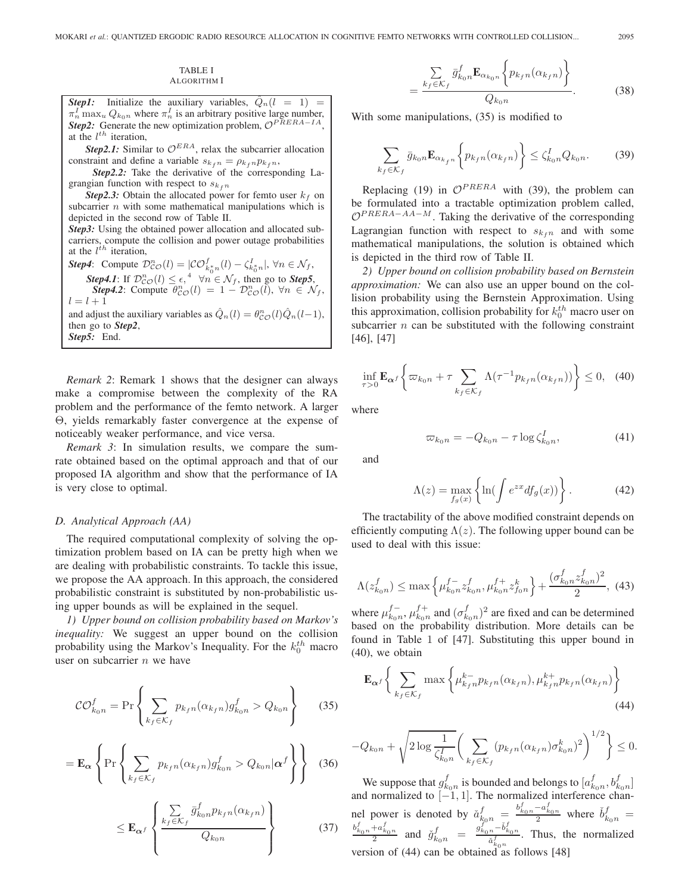TABLE I
ALGORITHM I

| |
|---|
| ***Step1:*** Initialize the auxiliary variables, $\hat{Q}_n(l = 1) = \pi_n^I \max_u Q_{k_0n}$ where $\pi_n^I$ is an arbitrary positive large number, |
| ***Step2:*** Generate the new optimization problem, $\mathcal{O}^{PRERA-IA}$, at the $l^{th}$ iteration, |
| ***Step2.1:*** Similar to $\mathcal{O}^{ERA}$, relax the subcarrier allocation constraint and define a variable $s_{k_fn} = \rho_{k_fn}p_{k_fn}$, |
| ***Step2.2:*** Take the derivative of the corresponding Lagrangian function with respect to $s_{k_fn}$ |
| ***Step2.3:*** Obtain the allocated power for femto user $k_f$ on subcarrier $n$ with some mathematical manipulations which is depicted in the second row of Table II. |
| ***Step3:*** Using the obtained power allocation and allocated subcarriers, compute the collision and power outage probabilities at the $l^{th}$ iteration, |
| ***Step4***: Compute $\mathcal{D}_{\mathcal{CO}}^n(l) = \lvert \mathcal{CO}_{k_0^*n}^f(l) - \zeta_{k_0^*n}^I \rvert,\ \forall n \in \mathcal{N}_f$, |
| ***Step4.1***: If $\mathcal{D}_{\mathcal{CO}}^n(l) \leq \epsilon$,[4] $\forall n \in \mathcal{N}_f$, then go to ***Step5***, |
| ***Step4.2***: Compute $\theta_{\mathcal{CO}}^n(l) = 1 - \mathcal{D}_{\mathcal{CO}}^n(l),\ \forall n \in \mathcal{N}_f$, $l = l + 1$ and adjust the auxiliary variables as $\hat{Q}_n(l) = \theta_{\mathcal{CO}}^n(l)\hat{Q}_n(l-1)$, then go to ***Step2***, |
| ***Step5:*** End. |

*Remark 2*: Remark 1 shows that the designer can always make a compromise between the complexity of the RA problem and the performance of the femto network. A larger $\Theta$, yields remarkably faster convergence at the expense of noticeably weaker performance, and vice versa.

*Remark 3*: In simulation results, we compare the sum-rate obtained based on the optimal approach and that of our proposed IA algorithm and show that the performance of IA is very close to optimal.

### D. Analytical Approach (AA)

The required computational complexity of solving the optimization problem based on IA can be pretty high when we are dealing with probabilistic constraints. To tackle this issue, we propose the AA approach. In this approach, the considered probabilistic constraint is substituted by non-probabilistic using upper bounds as will be explained in the sequel.

*1) Upper bound on collision probability based on Markov's inequality:* We suggest an upper bound on the collision probability using the Markov's Inequality. For the $k_0^{th}$ macro user on subcarrier $n$ we have

$$\mathcal{CO}_{k_0n}^f = \Pr\left\{\sum_{k_f\in\mathcal{K}_f} p_{k_fn}(\alpha_{k_fn})g_{k_0n}^f > Q_{k_0n}\right\} \tag{35}$$

$$= \mathbf{E}_{\boldsymbol{\alpha}}\left\{\Pr\left\{\sum_{k_f\in\mathcal{K}_f} p_{k_fn}(\alpha_{k_fn})g_{k_0n}^f > Q_{k_0n}|\boldsymbol{\alpha}^f\right\}\right\} \tag{36}$$

$$\leq \mathbf{E}_{\boldsymbol{\alpha}^f}\left\{\frac{\sum_{k_f\in\mathcal{K}_f}\bar{g}_{k_0n}^f p_{k_fn}(\alpha_{k_fn})}{Q_{k_0n}}\right\} \tag{37}$$

$$= \frac{\sum_{k_f\in\mathcal{K}_f}\bar{g}_{k_0n}^f \mathbf{E}_{\alpha_{k_0n}}\left\{p_{k_fn}(\alpha_{k_fn})\right\}}{Q_{k_0n}}. \tag{38}$$

With some manipulations, (35) is modified to

$$\sum_{k_f\in\mathcal{K}_f}\bar{g}_{k_0n}\mathbf{E}_{\alpha_{k_fn}}\left\{p_{k_fn}(\alpha_{k_fn})\right\} \leq \zeta_{k_0n}^I Q_{k_0n}. \tag{39}$$

Replacing (19) in $\mathcal{O}^{PRERA}$ with (39), the problem can be formulated into a tractable optimization problem called, $\mathcal{O}^{PRERA-AA-M}$. Taking the derivative of the corresponding Lagrangian function with respect to $s_{k_fn}$ and with some mathematical manipulations, the solution is obtained which is depicted in the third row of Table II.

*2) Upper bound on collision probability based on Bernstein approximation:* We can also use an upper bound on the collision probability using the Bernstein Approximation. Using this approximation, collision probability for $k_0^{th}$ macro user on subcarrier $n$ can be substituted with the following constraint [46], [47]

$$\inf_{\tau>0}\mathbf{E}_{\boldsymbol{\alpha}^f}\left\{\varpi_{k_0n} + \tau\sum_{k_f\in\mathcal{K}_f}\Lambda(\tau^{-1}p_{k_fn}(\alpha_{k_fn}))\right\} \leq 0, \tag{40}$$

where

$$\varpi_{k_0n} = -Q_{k_0n} - \tau\log\zeta_{k_0n}^I, \tag{41}$$

and

$$\Lambda(z) = \max_{f_g(x)}\left\{\ln\left(\int e^{zx}df_g(x)\right)\right\}. \tag{42}$$

The tractability of the above modified constraint depends on efficiently computing $\Lambda(z)$. The following upper bound can be used to deal with this issue:

$$\Lambda(z_{k_0n}^f) \leq \max\left\{\mu_{k_0n}^{f-}z_{k_0n}^f, \mu_{k_0n}^{f+}z_{f_0n}^k\right\} + \frac{(\sigma_{k_0n}^f z_{k_0n}^f)^2}{2}, \tag{43}$$

where $\mu_{k_0n}^{f-}$, $\mu_{k_0n}^{f+}$ and $(\sigma_{k_0n}^f)^2$ are fixed and can be determined based on the probability distribution. More details can be found in Table 1 of [47]. Substituting this upper bound in (40), we obtain

$$\mathbf{E}_{\boldsymbol{\alpha}^f}\left\{\sum_{k_f\in\mathcal{K}_f}\max\left\{\mu_{k_fn}^{k-}p_{k_fn}(\alpha_{k_fn}), \mu_{k_fn}^{k+}p_{k_fn}(\alpha_{k_fn})\right\}\right. \tag{44}$$

$$\left. -Q_{k_0n} + \sqrt{2\log\frac{1}{\zeta_{k_0n}^I}}\left(\sum_{k_f\in\mathcal{K}_f}(p_{k_fn}(\alpha_{k_fn})\sigma_{k_0n}^k)^2\right)^{1/2}\right\} \leq 0.$$

We suppose that $g_{k_0n}^f$ is bounded and belongs to $[a_{k_0n}^f, b_{k_0n}^f]$ and normalized to $[-1, 1]$. The normalized interference channel power is denoted by $\check{a}_{k_0n}^f = \frac{b_{k_0n}^f - a_{k_0n}^f}{2}$ where $\check{b}_{k_0n}^f = \frac{b_{k_0n}^f + a_{k_0n}^f}{2}$ and $\check{g}_{k_0n}^f = \frac{g_{k_0n}^f - \check{b}_{k_0n}^f}{\check{a}_{k_0n}^f}$. Thus, the normalized version of (44) can be obtained as follows [48]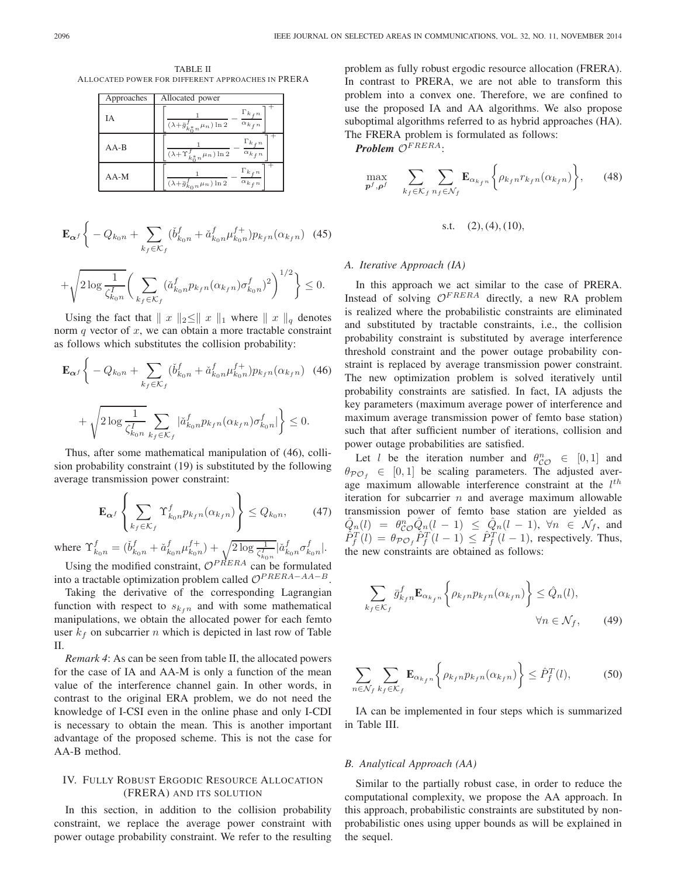TABLE II
ALLOCATED POWER FOR DIFFERENT APPROACHES IN PRERA

| Approaches | Allocated power |
|---|---|
| IA | $\left[\frac{1}{(\lambda+\bar{g}^f_{k_0^* n}\mu_n)\ln 2} - \frac{\Gamma_{k_f n}}{\alpha_{k_f n}}\right]^+$ |
| AA-B | $\left[\frac{1}{(\lambda+\Upsilon^f_{k_0^* n}\mu_n)\ln 2} - \frac{\Gamma_{k_f n}}{\alpha_{k_f n}}\right]^+$ |
| AA-M | $\left[\frac{1}{(\lambda+\bar{g}^f_{k_0 n}\mu_n)\ln 2} - \frac{\Gamma_{k_f n}}{\alpha_{k_f n}}\right]^+$ |

$$\mathbf{E}_{\boldsymbol{\alpha}^f}\Bigg\{ - Q_{k_0 n} + \sum_{k_f \in \mathcal{K}_f} (\check{b}^f_{k_0 n} + \check{a}^f_{k_0 n}\mu^{f+}_{k_0 n}) p_{k_f n}(\alpha_{k_f n}) \quad (45)$$

$$+ \sqrt{2\log\frac{1}{\zeta^I_{k_0 n}}}\bigg( \sum_{k_f \in \mathcal{K}_f} (\check{a}^f_{k_0 n} p_{k_f n}(\alpha_{k_f n})\sigma^f_{k_0 n})^2\bigg)^{1/2} \Bigg\} \leq 0.$$

Using the fact that $\parallel x \parallel_2 \leq \parallel x \parallel_1$ where $\parallel x \parallel_q$ denotes norm $q$ vector of $x$, we can obtain a more tractable constraint as follows which substitutes the collision probability:

$$\mathbf{E}_{\boldsymbol{\alpha}^f}\Bigg\{ - Q_{k_0 n} + \sum_{k_f \in \mathcal{K}_f} (\check{b}^f_{k_0 n} + \check{a}^f_{k_0 n}\mu^{f+}_{k_0 n}) p_{k_f n}(\alpha_{k_f n}) \quad (46)$$

$$+ \sqrt{2\log\frac{1}{\zeta^I_{k_0 n}}} \sum_{k_f \in \mathcal{K}_f} |\check{a}^f_{k_0 n} p_{k_f n}(\alpha_{k_f n})\sigma^f_{k_0 n}| \Bigg\} \leq 0.$$

Thus, after some mathematical manipulation of (46), collision probability constraint (19) is substituted by the following average transmission power constraint:

$$\mathbf{E}_{\boldsymbol{\alpha}^f}\left\{ \sum_{k_f \in \mathcal{K}_f} \Upsilon^f_{k_0 n} p_{k_f n}(\alpha_{k_f n}) \right\} \leq Q_{k_0 n}, \qquad (47)$$

where $\Upsilon^f_{k_0 n} = (\check{b}^f_{k_0 n} + \check{a}^f_{k_0 n}\mu^{f+}_{k_0 n}) + \sqrt{2\log\frac{1}{\zeta^I_{k_0 n}}}|\check{a}^f_{k_0 n}\sigma^f_{k_0 n}|$.

Using the modified constraint, $\mathcal{O}^{PRERA}$ can be formulated into a tractable optimization problem called $\mathcal{O}^{PRERA-AA-B}$.

Taking the derivative of the corresponding Lagrangian function with respect to $s_{k_f n}$ and with some mathematical manipulations, we obtain the allocated power for each femto user $k_f$ on subcarrier $n$ which is depicted in last row of Table II.

*Remark 4*: As can be seen from table II, the allocated powers for the case of IA and AA-M is only a function of the mean value of the interference channel gain. In other words, in contrast to the original ERA problem, we do not need the knowledge of I-CSI even in the online phase and only I-CDI is necessary to obtain the mean. This is another important advantage of the proposed scheme. This is not the case for AA-B method.

## IV. Fully Robust Ergodic Resource Allocation (FRERA) and Its Solution

In this section, in addition to the collision probability constraint, we replace the average power constraint with power outage probability constraint. We refer to the resulting problem as fully robust ergodic resource allocation (FRERA). In contrast to PRERA, we are not able to transform this problem into a convex one. Therefore, we are confined to use the proposed IA and AA algorithms. We also propose suboptimal algorithms referred to as hybrid approaches (HA). The FRERA problem is formulated as follows:

***Problem*** $\mathcal{O}^{FRERA}$:

$$\max_{\boldsymbol{p}^f, \boldsymbol{\rho}^f} \quad \sum_{k_f \in \mathcal{K}_f} \sum_{n_f \in \mathcal{N}_f} \mathbf{E}_{\alpha_{k_f n}}\Big\{ \rho_{k_f n} r_{k_f n}(\alpha_{k_f n}) \Big\}, \qquad (48)$$

$$\text{s.t.} \quad (2), (4), (10),$$

### A. Iterative Approach (IA)

In this approach we act similar to the case of PRERA. Instead of solving $\mathcal{O}^{FRERA}$ directly, a new RA problem is realized where the probabilistic constraints are eliminated and substituted by tractable constraints, i.e., the collision probability constraint is substituted by average interference threshold constraint and the power outage probability constraint is replaced by average transmission power constraint. The new optimization problem is solved iteratively until probability constraints are satisfied. In fact, IA adjusts the key parameters (maximum average power of interference and maximum average transmission power of femto base station) such that after sufficient number of iterations, collision and power outage probabilities are satisfied.

Let $l$ be the iteration number and $\theta^n_{\mathcal{CO}} \in [0,1]$ and $\theta_{\mathcal{PO}_f} \in [0,1]$ be scaling parameters. The adjusted average maximum allowable interference constraint at the $l^{th}$ iteration for subcarrier $n$ and average maximum allowable transmission power of femto base station are yielded as $\hat{Q}_n(l) = \theta^n_{\mathcal{CO}}\hat{Q}_n(l-1) \leq \hat{Q}_n(l-1)$, $\forall n \in \mathcal{N}_f$, and $\hat{P}^T_f(l) = \theta_{\mathcal{PO}_f}\hat{P}^T_f(l-1) \leq \hat{P}^T_f(l-1)$, respectively. Thus, the new constraints are obtained as follows:

$$\sum_{k_f \in \mathcal{K}_f} \bar{g}^f_{k_f n} \mathbf{E}_{\alpha_{k_f n}}\Big\{ \rho_{k_f n} p_{k_f n}(\alpha_{k_f n}) \Big\} \leq \hat{Q}_n(l), \quad \forall n \in \mathcal{N}_f, \qquad (49)$$

$$\sum_{n \in \mathcal{N}_f} \sum_{k_f \in \mathcal{K}_f} \mathbf{E}_{\alpha_{k_f n}}\Big\{ \rho_{k_f n} p_{k_f n}(\alpha_{k_f n}) \Big\} \leq \hat{P}^T_f(l), \qquad (50)$$

IA can be implemented in four steps which is summarized in Table III.

### B. Analytical Approach (AA)

Similar to the partially robust case, in order to reduce the computational complexity, we propose the AA approach. In this approach, probabilistic constraints are substituted by non-probabilistic ones using upper bounds as will be explained in the sequel.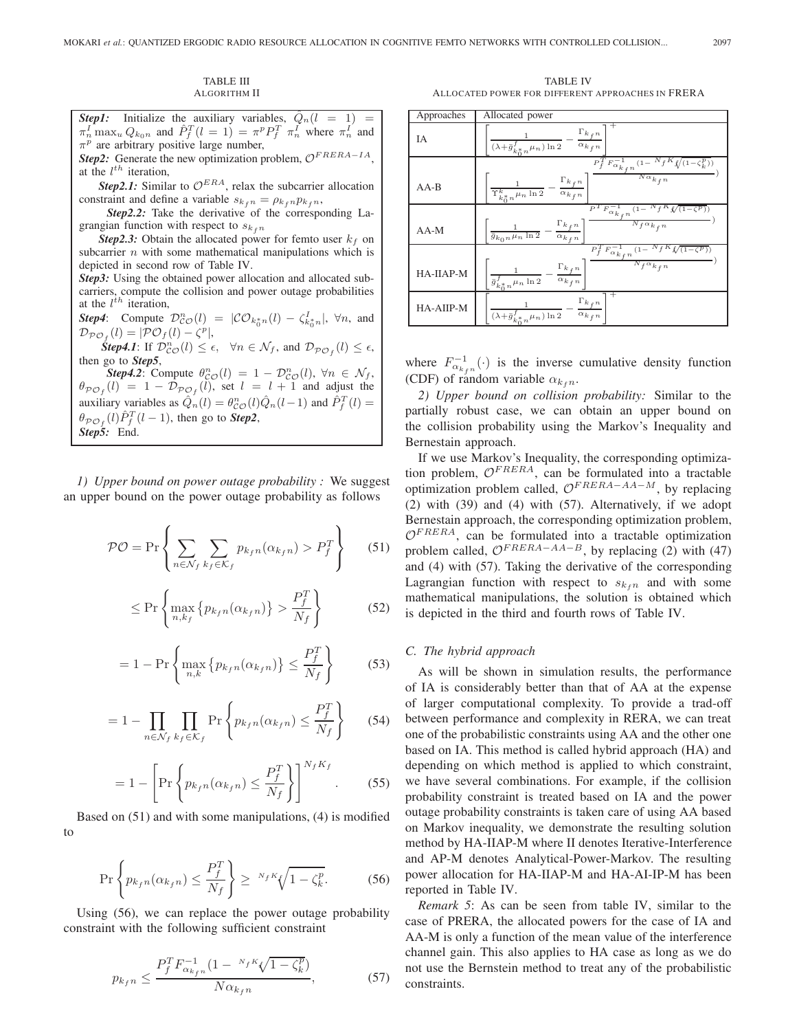TABLE III
ALGORITHM II

**Step1:** Initialize the auxiliary variables, $\hat{Q}_n(l = 1) = \pi_n^I \max_u Q_{k_0 n}$ and $\hat{P}_f^T(l = 1) = \pi^p P_f^T \ \pi_n^I$ where $\pi_n^I$ and $\pi^p$ are arbitrary positive large number,

**Step2:** Generate the new optimization problem, $\mathcal{O}^{FRERA-IA}$, at the $l^{th}$ iteration,

**Step2.1:** Similar to $\mathcal{O}^{ERA}$, relax the subcarrier allocation constraint and define a variable $s_{k_f n} = \rho_{k_f n} p_{k_f n}$,

**Step2.2:** Take the derivative of the corresponding Lagrangian function with respect to $s_{k_f n}$

**Step2.3:** Obtain the allocated power for femto user $k_f$ on subcarrier $n$ with some mathematical manipulations which is depicted in second row of Table IV.

**Step3:** Using the obtained power allocation and allocated subcarriers, compute the collision and power outage probabilities at the $l^{th}$ iteration,

**Step4**: Compute $\mathcal{D}_{\mathcal{CO}}^n(l) = |\mathcal{CO}_{k_0^* n}(l) - \zeta_{k_0^* n}^I|, \ \forall n$, and $\mathcal{D}_{\mathcal{PO}_f}(l) = |\mathcal{PO}_f(l) - \zeta^p|$,

**Step4.1**: If $\mathcal{D}_{\mathcal{CO}}^n(l) \leq \epsilon, \ \ \forall n \in \mathcal{N}_f$, and $\mathcal{D}_{\mathcal{PO}_f}(l) \leq \epsilon$, then go to **Step5**,

**Step4.2**: Compute $\theta_{\mathcal{CO}}^n(l) = 1 - \mathcal{D}_{\mathcal{CO}}^n(l), \ \forall n \in \mathcal{N}_f$, $\theta_{\mathcal{PO}_f}(l) = 1 - \mathcal{D}_{\mathcal{PO}_f}(l)$, set $l = l + 1$ and adjust the auxiliary variables as $\hat{Q}_n(l) = \theta_{\mathcal{CO}}^n(l)\hat{Q}_n(l-1)$ and $\hat{P}_f^T(l) = \theta_{\mathcal{PO}_f}(l)\hat{P}_f^T(l-1)$, then go to **Step2**,

**Step5:** End.

*1) Upper bound on power outage probability :* We suggest an upper bound on the power outage probability as follows

$$\mathcal{PO} = \Pr\left\{ \sum_{n\in\mathcal{N}_f} \sum_{k_f\in\mathcal{K}_f} p_{k_f n}(\alpha_{k_f n}) > P_f^T \right\} \tag{51}$$

$$\leq \Pr\left\{ \max_{n,k_f} \left\{ p_{k_f n}(\alpha_{k_f n}) \right\} > \frac{P_f^T}{N_f} \right\} \tag{52}$$

$$= 1 - \Pr\left\{ \max_{n,k} \left\{ p_{k_f n}(\alpha_{k_f n}) \right\} \leq \frac{P_f^T}{N_f} \right\} \tag{53}$$

$$= 1 - \prod_{n\in\mathcal{N}_f} \prod_{k_f\in\mathcal{K}_f} \Pr\left\{ p_{k_f n}(\alpha_{k_f n}) \leq \frac{P_f^T}{N_f} \right\} \tag{54}$$

$$= 1 - \left[ \Pr\left\{ p_{k_f n}(\alpha_{k_f n}) \leq \frac{P_f^T}{N_f} \right\} \right]^{N_f K_f}. \tag{55}$$

Based on (51) and with some manipulations, (4) is modified to

$$\Pr\left\{ p_{k_f n}(\alpha_{k_f n}) \leq \frac{P_f^T}{N_f} \right\} \geq \sqrt[N_f K_f]{1 - \zeta_k^p}. \tag{56}$$

Using (56), we can replace the power outage probability constraint with the following sufficient constraint

$$p_{k_f n} \leq \frac{P_f^T F_{\alpha_{k_f n}}^{-1}(1 - \sqrt[N_f K]{1 - \zeta_k^p})}{N \alpha_{k_f n}}, \tag{57}$$

TABLE IV
ALLOCATED POWER FOR DIFFERENT APPROACHES IN FRERA

| Approaches | Allocated power |
|---|---|
| IA | $\left[ \frac{1}{(\lambda + \bar{g}_{k_0^* n}^f \mu_n) \ln 2} - \frac{\Gamma_{k_f n}}{\alpha_{k_f n}} \right]^+$ |
| AA-B | $\left[ \frac{1}{\Upsilon_{k_0^* n}^k \mu_n \ln 2} - \frac{\Gamma_{k_f n}}{\alpha_{k_f n}} \right]^{\frac{P_f^T F_{\alpha_{k_f n}}^{-1}(1 - \sqrt[N_f K]{(1-\zeta_k^p)})}{N \alpha_{k_f n}}}$ |
| AA-M | $\left[ \frac{1}{\bar{g}_{k_0 n} \mu_n \ln 2} - \frac{\Gamma_{k_f n}}{\alpha_{k_f n}} \right]^{\frac{P^T F_{\alpha_{k_f n}}^{-1}(1 - \sqrt[N_f K]{(1-\zeta^p)})}{N_f \alpha_{k_f n}}}$ |
| HA-IIAP-M | $\left[ \frac{1}{\bar{g}_{k_0^* n}^f \mu_n \ln 2} - \frac{\Gamma_{k_f n}}{\alpha_{k_f n}} \right]^{\frac{P_f^T F_{\alpha_{k_f n}}^{-1}(1 - \sqrt[N_f K]{(1-\zeta^p)})}{N_f \alpha_{k_f n}}}$ |
| HA-AIIP-M | $\left[ \frac{1}{(\lambda + \bar{g}_{k_0^* n}^f \mu_n) \ln 2} - \frac{\Gamma_{k_f n}}{\alpha_{k_f n}} \right]^+$ |

where $F_{\alpha_{k_f n}}^{-1}(\cdot)$ is the inverse cumulative density function (CDF) of random variable $\alpha_{k_f n}$.

*2) Upper bound on collision probability:* Similar to the partially robust case, we can obtain an upper bound on the collision probability using the Markov's Inequality and Bernestain approach.

If we use Markov's Inequality, the corresponding optimization problem, $\mathcal{O}^{FRERA}$, can be formulated into a tractable optimization problem called, $\mathcal{O}^{FRERA-AA-M}$, by replacing (2) with (39) and (4) with (57). Alternatively, if we adopt Bernestain approach, the corresponding optimization problem, $\mathcal{O}^{FRERA}$, can be formulated into a tractable optimization problem called, $\mathcal{O}^{FRERA-AA-B}$, by replacing (2) with (47) and (4) with (57). Taking the derivative of the corresponding Lagrangian function with respect to $s_{k_f n}$ and with some mathematical manipulations, the solution is obtained which is depicted in the third and fourth rows of Table IV.

### C. The hybrid approach

As will be shown in simulation results, the performance of IA is considerably better than that of AA at the expense of larger computational complexity. To provide a trad-off between performance and complexity in RERA, we can treat one of the probabilistic constraints using AA and the other one based on IA. This method is called hybrid approach (HA) and depending on which method is applied to which constraint, we have several combinations. For example, if the collision probability constraint is treated based on IA and the power outage probability constraints is taken care of using AA based on Markov inequality, we demonstrate the resulting solution method by HA-IIAP-M where II denotes Iterative-Interference and AP-M denotes Analytical-Power-Markov. The resulting power allocation for HA-IIAP-M and HA-AI-IP-M has been reported in Table IV.

*Remark 5*: As can be seen from table IV, similar to the case of PRERA, the allocated powers for the case of IA and AA-M is only a function of the mean value of the interference channel gain. This also applies to HA case as long as we do not use the Bernstein method to treat any of the probabilistic constraints.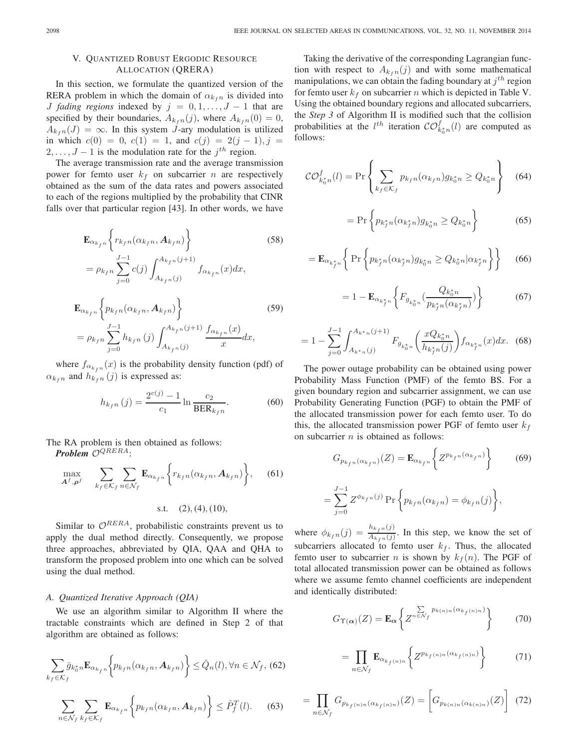## V. Quantized Robust Ergodic Resource Allocation (QRERA)

In this section, we formulate the quantized version of the RERA problem in which the domain of $\alpha_{k_f n}$ is divided into $J$ *fading regions* indexed by $j = 0, 1, \ldots, J-1$ that are specified by their boundaries, $A_{k_f n}(j)$, where $A_{k_f n}(0) = 0$, $A_{k_f n}(J) = \infty$. In this system $J$-ary modulation is utilized in which $c(0) = 0$, $c(1) = 1$, and $c(j) = 2(j-1), j = 2, \ldots, J-1$ is the modulation rate for the $j^{th}$ region.

The average transmission rate and the average transmission power for femto user $k_f$ on subcarrier $n$ are respectively obtained as the sum of the data rates and powers associated to each of the regions multiplied by the probability that CINR falls over that particular region [43]. In other words, we have

$$
\begin{aligned}
&\mathbf{E}_{\alpha_{k_f n}}\Big\{ r_{k_f n}(\alpha_{k_f n}, \boldsymbol{A}_{k_f n}) \Big\} \qquad (58)\\
&= \rho_{k_f n} \sum_{j=0}^{J-1} c(j) \int_{A_{k_f n}(j)}^{A_{k_f n}(j+1)} f_{\alpha_{k_f n}}(x) dx,
\end{aligned}
$$

$$
\begin{aligned}
&\mathbf{E}_{\alpha_{k_f n}}\Big\{ p_{k_f n}(\alpha_{k_f n}, \boldsymbol{A}_{k_f n}) \Big\} \qquad (59)\\
&= \rho_{k_f n} \sum_{j=0}^{J-1} h_{k_f n}(j) \int_{A_{k_f n}(j)}^{A_{k_f n}(j+1)} \frac{f_{\alpha_{k_f n}}(x)}{x} dx,
\end{aligned}
$$

where $f_{\alpha_{k_f n}}(x)$ is the probability density function (pdf) of $\alpha_{k_f n}$ and $h_{k_f n}(j)$ is expressed as:

$$
h_{k_f n}(j) = \frac{2^{c(j)} - 1}{c_1} \ln \frac{c_2}{\text{BER}_{k_f n}}. \qquad (60)
$$

The RA problem is then obtained as follows:

***Problem*** $\mathcal{O}^{QRERA}$:

$$
\max_{\boldsymbol{A}^f, \boldsymbol{\rho}^f} \sum_{k_f \in \mathcal{K}_f} \sum_{n \in \mathcal{N}_f} \mathbf{E}_{\alpha_{k_f n}}\Big\{ r_{k_f n}(\alpha_{k_f n}, \boldsymbol{A}_{k_f n}) \Big\}, \qquad (61)
$$

$$
\text{s.t.} \quad (2), (4), (10),
$$

Similar to $\mathcal{O}^{RERA}$, probabilistic constraints prevent us to apply the dual method directly. Consequently, we propose three approaches, abbreviated by QIA, QAA and QHA to transform the proposed problem into one which can be solved using the dual method.

### A. Quantized Iterative Approach (QIA)

We use an algorithm similar to Algorithm II where the tractable constraints which are defined in Step 2 of that algorithm are obtained as follows:

$$
\sum_{k_f \in \mathcal{K}_f} \bar{g}_{k_0^* n} \mathbf{E}_{\alpha_{k_f n}}\Big\{ p_{k_f n}(\alpha_{k_f n}, \boldsymbol{A}_{k_f n}) \Big\} \leq \hat{Q}_n(l), \forall n \in \mathcal{N}_f, \qquad (62)
$$

$$
\sum_{n \in \mathcal{N}_f} \sum_{k_f \in \mathcal{K}_f} \mathbf{E}_{\alpha_{k_f n}}\Big\{ p_{k_f n}(\alpha_{k_f n}, \boldsymbol{A}_{k_f n}) \Big\} \leq \hat{P}_f^T(l). \qquad (63)
$$

Taking the derivative of the corresponding Lagrangian function with respect to $A_{k_f n}(j)$ and with some mathematical manipulations, we can obtain the fading boundary at $j^{th}$ region for femto user $k_f$ on subcarrier $n$ which is depicted in Table V. Using the obtained boundary regions and allocated subcarriers, the *Step 3* of Algorithm II is modified such that the collision probabilities at the $l^{th}$ iteration $\mathcal{CO}^f_{k_0^* n}(l)$ are computed as follows:

$$
\mathcal{CO}^f_{k_0^* n}(l) = \Pr\left\{ \sum_{k_f \in \mathcal{K}_f} p_{k_f n}(\alpha_{k_f n}) g_{k_0^* n} \geq Q_{k_0^* n} \right\} \qquad (64)
$$

$$
= \Pr\Big\{ p_{k_f^* n}(\alpha_{k_f^* n}) g_{k_0^* n} \geq Q_{k_0^* n} \Big\} \qquad (65)
$$

$$
= \mathbf{E}_{\alpha_{k_f^* n}}\Big\{ \Pr\Big\{ p_{k_f^* n}(\alpha_{k_f^* n}) g_{k_0^* n} \geq Q_{k_0^* n} | \alpha_{k_f^* n} \Big\} \Big\} \qquad (66)
$$

$$
= 1 - \mathbf{E}_{\alpha_{k_f^* n}}\left\{ F_{g_{k_0^* n}}\Big(\frac{Q_{k_0^* n}}{p_{k_f^* n}(\alpha_{k_f^* n})}\Big) \right\} \qquad (67)
$$

$$
= 1 - \sum_{j=0}^{J-1} \int_{A_{k^* n}(j)}^{A_{k^* n}(j+1)} F_{g_{k_0^* n}}\left( \frac{x Q_{k_0^* n}}{h_{k_f^* n}(j)} \right) f_{\alpha_{k_f^* n}}(x) dx. \qquad (68)
$$

The power outage probability can be obtained using power Probability Mass Function (PMF) of the femto BS. For a given boundary region and subcarrier assignment, we can use Probability Generating Function (PGF) to obtain the PMF of the allocated transmission power for each femto user. To do this, the allocated transmission power PGF of femto user $k_f$ on subcarrier $n$ is obtained as follows:

$$
\begin{aligned}
G_{p_{k_f n}(\alpha_{k_f n})}(Z) &= \mathbf{E}_{\alpha_{k_f n}}\Big\{ Z^{p_{k_f n}(\alpha_{k_f n})} \Big\} \qquad (69)\\
&= \sum_{j=0}^{J-1} Z^{\phi_{k_f n}(j)} \Pr\Big\{ p_{k_f n}(\alpha_{k_f n}) = \phi_{k_f n}(j) \Big\},
\end{aligned}
$$

where $\phi_{k_f n}(j) = \frac{h_{k_f n}(j)}{A_{k_f n}(j)}$. In this step, we know the set of subcarriers allocated to femto user $k_f$. Thus, the allocated femto user to subcarrier $n$ is shown by $k_f(n)$. The PGF of total allocated transmission power can be obtained as follows where we assume femto channel coefficients are independent and identically distributed:

$$
G_{\Upsilon(\boldsymbol{\alpha})}(Z) = \mathbf{E}_{\boldsymbol{\alpha}}\left\{ Z^{\sum_{n \in \mathcal{N}_f} p_{k(n)n}(\alpha_{k_f(n)n})} \right\} \qquad (70)
$$

$$
= \prod_{n \in \mathcal{N}_f} \mathbf{E}_{\alpha_{k_f(n)n}}\Big\{ Z^{p_{k_f(n)n}(\alpha_{k_f(n)n})} \Big\} \qquad (71)
$$

$$
= \prod_{n \in \mathcal{N}_f} G_{p_{k_f(n)n}(\alpha_{k_f(n)n})}(Z) = \Big[ G_{p_{k(n)n}(\alpha_{k(n)n})}(Z) \Big] \qquad (72)
$$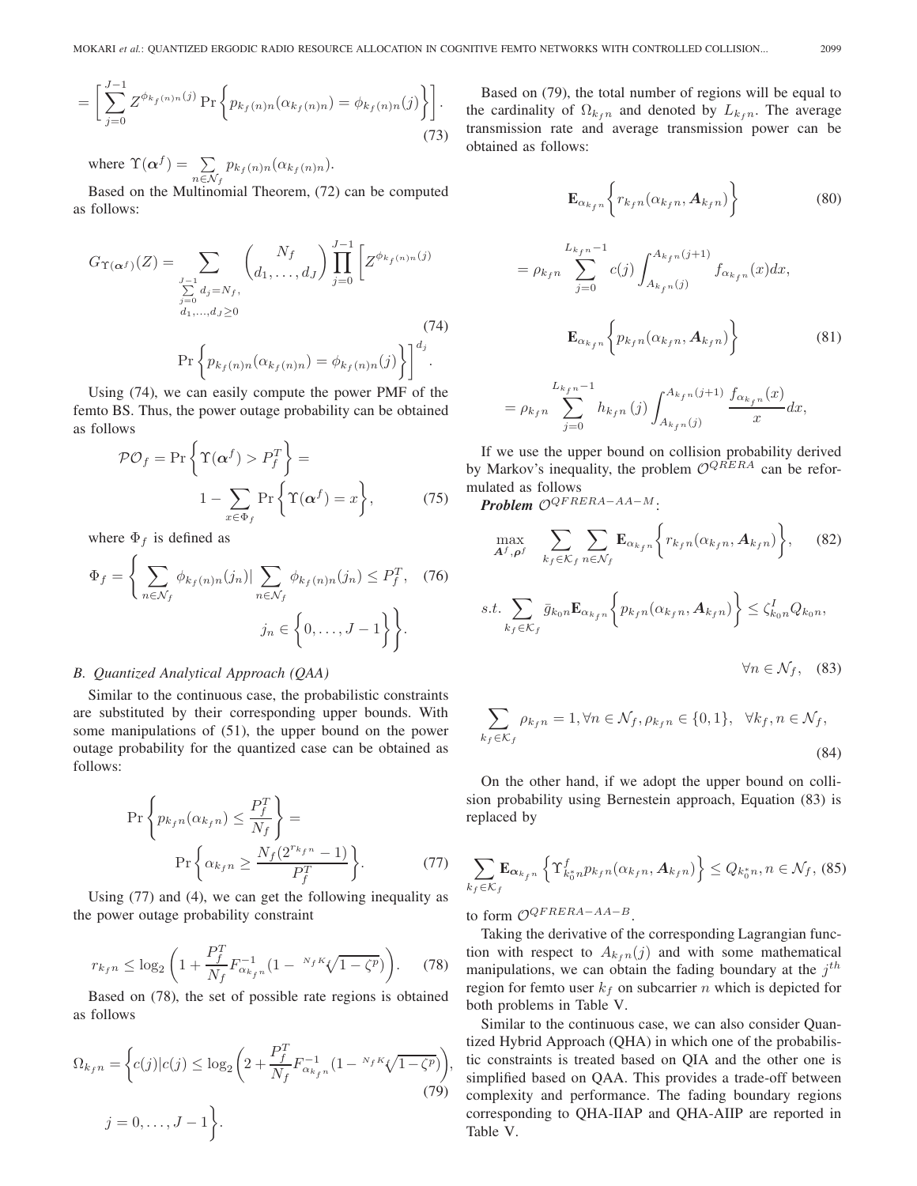$$= \left[ \sum_{j=0}^{J-1} Z^{\phi_{k_f(n)n}(j)} \Pr\left\{ p_{k_f(n)n}(\alpha_{k_f(n)n}) = \phi_{k_f(n)n}(j) \right\} \right]. \tag{73}$$

where $\Upsilon(\boldsymbol{\alpha}^f) = \sum_{n \in \mathcal{N}_f} p_{k_f(n)n}(\alpha_{k_f(n)n})$.

Based on the Multinomial Theorem, (72) can be computed as follows:

$$G_{\Upsilon(\boldsymbol{\alpha}^f)}(Z) = \sum_{\substack{\sum_{j=0}^{J-1} d_j = N_f, \\ d_1, \ldots, d_J \geq 0}} \binom{N_f}{d_1, \ldots, d_J} \prod_{j=0}^{J-1} \left[ Z^{\phi_{k_f(n)n}(j)} \Pr\left\{ p_{k_f(n)n}(\alpha_{k_f(n)n}) = \phi_{k_f(n)n}(j) \right\} \right]^{d_j}. \tag{74}$$

Using (74), we can easily compute the power PMF of the femto BS. Thus, the power outage probability can be obtained as follows

$$\mathcal{PO}_f = \Pr\left\{ \Upsilon(\boldsymbol{\alpha}^f) > P_f^T \right\} = 1 - \sum_{x \in \Phi_f} \Pr\left\{ \Upsilon(\boldsymbol{\alpha}^f) = x \right\}, \tag{75}$$

where $\Phi_f$ is defined as

$$\Phi_f = \left\{ \sum_{n \in \mathcal{N}_f} \phi_{k_f(n)n}(j_n) | \sum_{n \in \mathcal{N}_f} \phi_{k_f(n)n}(j_n) \leq P_f^T, \quad j_n \in \left\{ 0, \ldots, J-1 \right\} \right\}. \tag{76}$$

### B. Quantized Analytical Approach (QAA)

Similar to the continuous case, the probabilistic constraints are substituted by their corresponding upper bounds. With some manipulations of (51), the upper bound on the power outage probability for the quantized case can be obtained as follows:

$$\Pr\left\{ p_{k_fn}(\alpha_{k_fn}) \leq \frac{P_f^T}{N_f} \right\} = \Pr\left\{ \alpha_{k_fn} \geq \frac{N_f(2^{r_{k_fn}} - 1)}{P_f^T} \right\}. \tag{77}$$

Using (77) and (4), we can get the following inequality as the power outage probability constraint

$$r_{k_fn} \leq \log_2\left( 1 + \frac{P_f^T}{N_f} F_{\alpha_{k_fn}}^{-1}(1 - \sqrt[N_f K_f]{1 - \zeta^p}) \right). \tag{78}$$

Based on (78), the set of possible rate regions is obtained as follows

$$\Omega_{k_fn} = \left\{ c(j) | c(j) \leq \log_2\left( 2 + \frac{P_f^T}{N_f} F_{\alpha_{k_fn}}^{-1}(1 - \sqrt[N_f K_f]{1 - \zeta^p}) \right), \quad j = 0, \ldots, J-1 \right\}. \tag{79}$$

Based on (79), the total number of regions will be equal to the cardinality of $\Omega_{k_fn}$ and denoted by $L_{k_fn}$. The average transmission rate and average transmission power can be obtained as follows:

$$\mathbf{E}_{\alpha_{k_fn}}\left\{ r_{k_fn}(\alpha_{k_fn}, \boldsymbol{A}_{k_fn}) \right\} \tag{80}$$

$$= \rho_{k_fn} \sum_{j=0}^{L_{k_fn}-1} c(j) \int_{A_{k_fn}(j)}^{A_{k_fn}(j+1)} f_{\alpha_{k_fn}}(x) dx,$$

$$\mathbf{E}_{\alpha_{k_fn}}\left\{ p_{k_fn}(\alpha_{k_fn}, \boldsymbol{A}_{k_fn}) \right\} \tag{81}$$

$$= \rho_{k_fn} \sum_{j=0}^{L_{k_fn}-1} h_{k_fn}(j) \int_{A_{k_fn}(j)}^{A_{k_fn}(j+1)} \frac{f_{\alpha_{k_fn}}(x)}{x} dx,$$

If we use the upper bound on collision probability derived by Markov's inequality, the problem $\mathcal{O}^{QRERA}$ can be reformulated as follows

***Problem*** $\mathcal{O}^{QFRERA-AA-M}$:

$$\max_{\boldsymbol{A}^f, \boldsymbol{\rho}^f} \quad \sum_{k_f \in \mathcal{K}_f} \sum_{n \in \mathcal{N}_f} \mathbf{E}_{\alpha_{k_fn}}\left\{ r_{k_fn}(\alpha_{k_fn}, \boldsymbol{A}_{k_fn}) \right\}, \tag{82}$$

$$s.t. \sum_{k_f \in \mathcal{K}_f} \bar{g}_{k_0n} \mathbf{E}_{\alpha_{k_fn}}\left\{ p_{k_fn}(\alpha_{k_fn}, \boldsymbol{A}_{k_fn}) \right\} \leq \zeta_{k_0n}^I Q_{k_0n}, \quad \forall n \in \mathcal{N}_f, \tag{83}$$

$$\sum_{k_f \in \mathcal{K}_f} \rho_{k_fn} = 1, \forall n \in \mathcal{N}_f, \rho_{k_fn} \in \{0, 1\}, \quad \forall k_f, n \in \mathcal{N}_f, \tag{84}$$

On the other hand, if we adopt the upper bound on collision probability using Bernestein approach, Equation (83) is replaced by

$$\sum_{k_f \in \mathcal{K}_f} \mathbf{E}_{\boldsymbol{\alpha}_{k_fn}}\left\{ \Upsilon_{k_0^* n}^f p_{k_fn}(\alpha_{k_fn}, \boldsymbol{A}_{k_fn}) \right\} \leq Q_{k_0^* n}, n \in \mathcal{N}_f, \tag{85}$$

to form $\mathcal{O}^{QFRERA-AA-B}$.

Taking the derivative of the corresponding Lagrangian function with respect to $A_{k_fn}(j)$ and with some mathematical manipulations, we can obtain the fading boundary at the $j^{th}$ region for femto user $k_f$ on subcarrier $n$ which is depicted for both problems in Table V.

Similar to the continuous case, we can also consider Quantized Hybrid Approach (QHA) in which one of the probabilistic constraints is treated based on QIA and the other one is simplified based on QAA. This provides a trade-off between complexity and performance. The fading boundary regions corresponding to QHA-IIAP and QHA-AIIP are reported in Table V.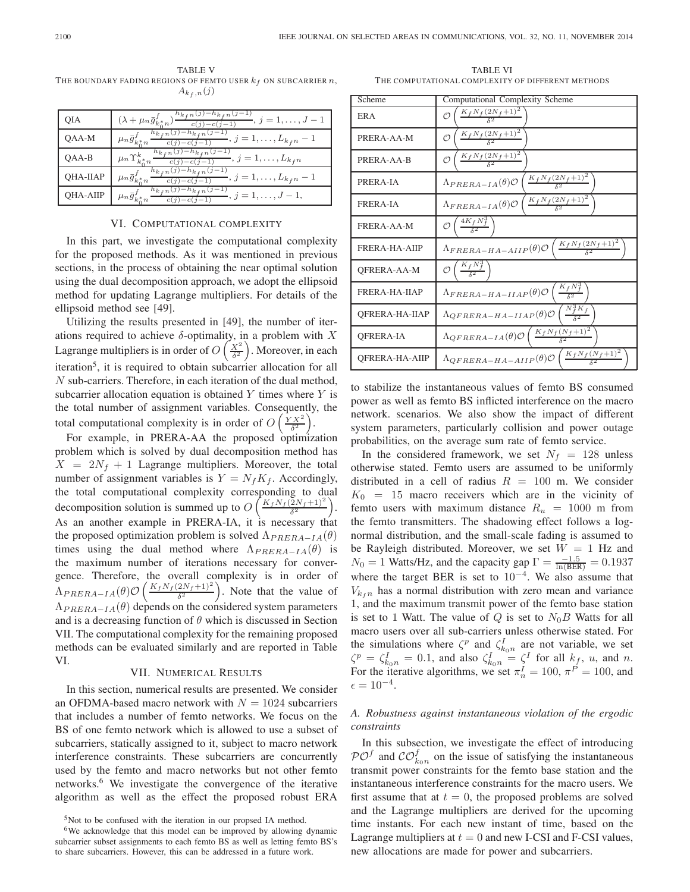TABLE V
THE BOUNDARY FADING REGIONS OF FEMTO USER $k_f$ ON SUBCARRIER $n$, $A_{k_f,n}(j)$

| | |
|---|---|
| QIA | $(\lambda + \mu_n \bar{g}^f_{k_0^* n}) \frac{h_{k_f n}(j) - h_{k_f n}(j-1)}{c(j) - c(j-1)}, j = 1, \ldots, J-1$ |
| QAA-M | $\mu_n \bar{g}^f_{k_0^* n} \frac{h_{k_f n}(j) - h_{k_f n}(j-1)}{c(j) - c(j-1)}, j = 1, \ldots, L_{k_f n} - 1$ |
| QAA-B | $\mu_n \Upsilon^{k_f}_{k_0^* n} \frac{h_{k_f n}(j) - h_{k_f n}(j-1)}{c(j) - c(j-1)}, j = 1, \ldots, L_{k_f n}$ |
| QHA-IIAP | $\mu_n \bar{g}^f_{k_0^* n} \frac{h_{k_f n}(j) - h_{k_f n}(j-1)}{c(j) - c(j-1)}, j = 1, \ldots, L_{k_f n} - 1$ |
| QHA-AIIP | $\mu_n \bar{g}^f_{k_0^* n} \frac{h_{k_f n}(j) - h_{k_f n}(j-1)}{c(j) - c(j-1)}, j = 1, \ldots, J-1,$ |

## VI. Computational Complexity

In this part, we investigate the computational complexity for the proposed methods. As it was mentioned in previous sections, in the process of obtaining the near optimal solution using the dual decomposition approach, we adopt the ellipsoid method for updating Lagrange multipliers. For details of the ellipsoid method see [49].

Utilizing the results presented in [49], the number of iterations required to achieve $\delta$-optimality, in a problem with $X$ Lagrange multipliers is in order of $O\left(\frac{X^2}{\delta^2}\right)$. Moreover, in each iteration[5], it is required to obtain subcarrier allocation for all $N$ sub-carriers. Therefore, in each iteration of the dual method, subcarrier allocation equation is obtained $Y$ times where $Y$ is the total number of assignment variables. Consequently, the total computational complexity is in order of $O\left(\frac{YX^2}{\delta^2}\right)$.

For example, in PRERA-AA the proposed optimization problem which is solved by dual decomposition method has $X = 2N_f + 1$ Lagrange multipliers. Moreover, the total number of assignment variables is $Y = N_f K_f$. Accordingly, the total computational complexity corresponding to dual decomposition solution is summed up to $O\left(\frac{K_f N_f (2N_f+1)^2}{\delta^2}\right)$. As an another example in PRERA-IA, it is necessary that the proposed optimization problem is solved $\Lambda_{PRERA-IA}(\theta)$ times using the dual method where $\Lambda_{PRERA-IA}(\theta)$ is the maximum number of iterations necessary for convergence. Therefore, the overall complexity is in order of $\Lambda_{PRERA-IA}(\theta)\mathcal{O}\left(\frac{K_f N_f (2N_f+1)^2}{\delta^2}\right)$. Note that the value of $\Lambda_{PRERA-IA}(\theta)$ depends on the considered system parameters and is a decreasing function of $\theta$ which is discussed in Section VII. The computational complexity for the remaining proposed methods can be evaluated similarly and are reported in Table VI.

## VII. Numerical Results

In this section, numerical results are presented. We consider an OFDMA-based macro network with $N = 1024$ subcarriers that includes a number of femto networks. We focus on the BS of one femto network which is allowed to use a subset of subcarriers, statically assigned to it, subject to macro network interference constraints. These subcarriers are concurrently used by the femto and macro networks but not other femto networks.[6] We investigate the convergence of the iterative algorithm as well as the effect the proposed robust ERA

[5]Not to be confused with the iteration in our propsed IA method.

[6]We acknowledge that this model can be improved by allowing dynamic subcarrier subset assignments to each femto BS as well as letting femto BS's to share subcarriers. However, this can be addressed in a future work.

TABLE VI
THE COMPUTATIONAL COMPLEXITY OF DIFFERENT METHODS

| Scheme | Computational Complexity Scheme |
|---|---|
| ERA | $\mathcal{O}\left(\frac{K_f N_f (2N_f+1)^2}{\delta^2}\right)$ |
| PRERA-AA-M | $\mathcal{O}\left(\frac{K_f N_f (2N_f+1)^2}{\delta^2}\right)$ |
| PRERA-AA-B | $\mathcal{O}\left(\frac{K_f N_f (2N_f+1)^2}{\delta^2}\right)$ |
| PRERA-IA | $\Lambda_{PRERA-IA}(\theta)\mathcal{O}\left(\frac{K_f N_f (2N_f+1)^2}{\delta^2}\right)$ |
| FRERA-IA | $\Lambda_{FRERA-IA}(\theta)\mathcal{O}\left(\frac{K_f N_f (2N_f+1)^2}{\delta^2}\right)$ |
| FRERA-AA-M | $\mathcal{O}\left(\frac{4K_f N_f^3}{\delta^2}\right)$ |
| FRERA-HA-AIIP | $\Lambda_{FRERA-HA-AIIP}(\theta)\mathcal{O}\left(\frac{K_f N_f (2N_f+1)^2}{\delta^2}\right)$ |
| QFRERA-AA-M | $\mathcal{O}\left(\frac{K_f N_f^3}{\delta^2}\right)$ |
| FRERA-HA-IIAP | $\Lambda_{FRERA-HA-IIAP}(\theta)\mathcal{O}\left(\frac{K_f N_f^3}{\delta^2}\right)$ |
| QFRERA-HA-IIAP | $\Lambda_{QFRERA-HA-IIAP}(\theta)\mathcal{O}\left(\frac{N_f^3 K_f}{\delta^2}\right)$ |
| QFRERA-IA | $\Lambda_{QFRERA-IA}(\theta)\mathcal{O}\left(\frac{K_f N_f (N_f+1)^2}{\delta^2}\right)$ |
| QFRERA-HA-AIIP | $\Lambda_{QFRERA-HA-AIIP}(\theta)\mathcal{O}\left(\frac{K_f N_f (N_f+1)^2}{\delta^2}\right)$ |

to stabilize the instantaneous values of femto BS consumed power as well as femto BS inflicted interference on the macro network. scenarios. We also show the impact of different system parameters, particularly collision and power outage probabilities, on the average sum rate of femto service.

In the considered framework, we set $N_f = 128$ unless otherwise stated. Femto users are assumed to be uniformly distributed in a cell of radius $R = 100$ m. We consider $K_0 = 15$ macro receivers which are in the vicinity of femto users with maximum distance $R_u = 1000$ m from the femto transmitters. The shadowing effect follows a log-normal distribution, and the small-scale fading is assumed to be Rayleigh distributed. Moreover, we set $W = 1$ Hz and $N_0 = 1$ Watts/Hz, and the capacity gap $\Gamma = \frac{-1.5}{\ln(\text{BER})} = 0.1937$ where the target BER is set to $10^{-4}$. We also assume that $V_{k_f n}$ has a normal distribution with zero mean and variance 1, and the maximum transmit power of the femto base station is set to 1 Watt. The value of $Q$ is set to $N_0 B$ Watts for all macro users over all sub-carriers unless otherwise stated. For the simulations where $\zeta^p$ and $\zeta^I_{k_0 n}$ are not variable, we set $\zeta^p = \zeta^I_{k_0 n} = 0.1$, and also $\zeta^I_{k_0 n} = \zeta^I$ for all $k_f$, $u$, and $n$. For the iterative algorithms, we set $\pi^I_n = 100$, $\pi^P = 100$, and $\epsilon = 10^{-4}$.

### A. Robustness against instantaneous violation of the ergodic constraints

In this subsection, we investigate the effect of introducing $\mathcal{PO}^f$ and $\mathcal{CO}^f_{k_0 n}$ on the issue of satisfying the instantaneous transmit power constraints for the femto base station and the instantaneous interference constraints for the macro users. We first assume that at $t = 0$, the proposed problems are solved and the Lagrange multipliers are derived for the upcoming time instants. For each new instant of time, based on the Lagrange multipliers at $t = 0$ and new I-CSI and F-CSI values, new allocations are made for power and subcarriers.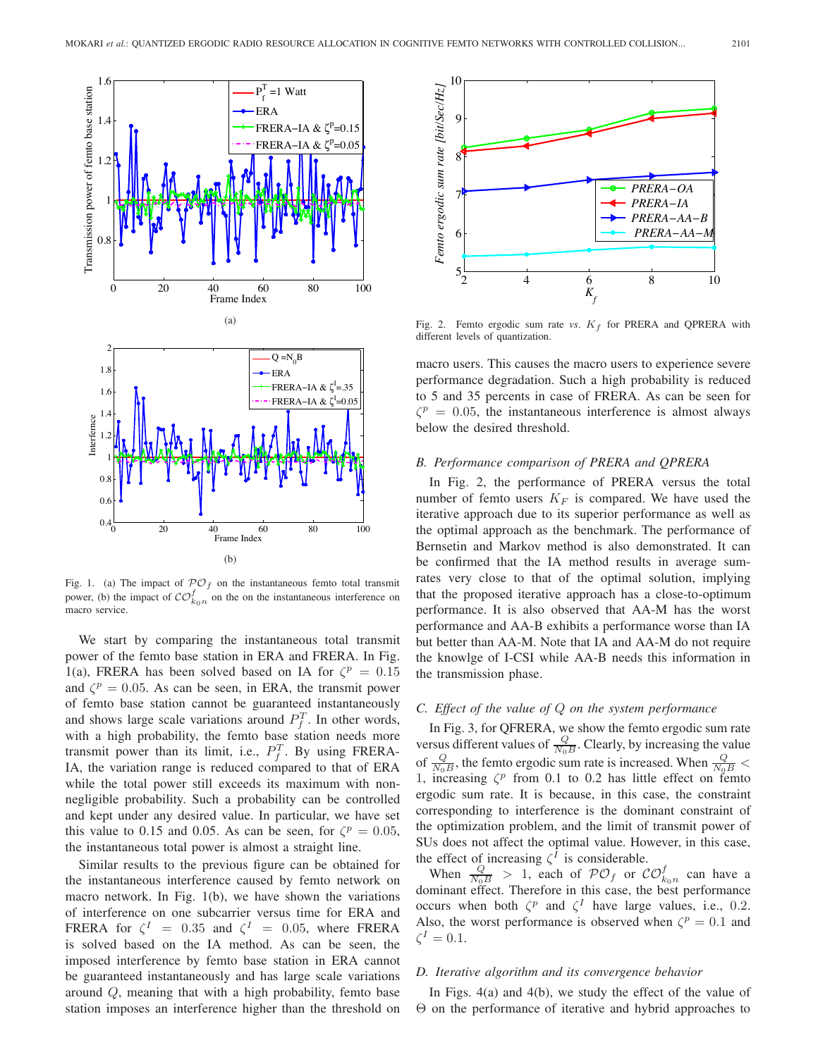Fig. 1. (a) The impact of $\mathcal{PO}_f$ on the instantaneous femto total transmit power, (b) the impact of $\mathcal{CO}^f_{k_0 n}$ on the on the instantaneous interference on macro service.

We start by comparing the instantaneous total transmit power of the femto base station in ERA and FRERA. In Fig. 1(a), FRERA has been solved based on IA for $\zeta^p = 0.15$ and $\zeta^p = 0.05$. As can be seen, in ERA, the transmit power of femto base station cannot be guaranteed instantaneously and shows large scale variations around $P_f^T$. In other words, with a high probability, the femto base station needs more transmit power than its limit, i.e., $P_f^T$. By using FRERA-IA, the variation range is reduced compared to that of ERA while the total power still exceeds its maximum with non-negligible probability. Such a probability can be controlled and kept under any desired value. In particular, we have set this value to 0.15 and 0.05. As can be seen, for $\zeta^p = 0.05$, the instantaneous total power is almost a straight line.

Similar results to the previous figure can be obtained for the instantaneous interference caused by femto network on macro network. In Fig. 1(b), we have shown the variations of interference on one subcarrier versus time for ERA and FRERA for $\zeta^I = 0.35$ and $\zeta^I = 0.05$, where FRERA is solved based on the IA method. As can be seen, the imposed interference by femto base station in ERA cannot be guaranteed instantaneously and has large scale variations around $Q$, meaning that with a high probability, femto base station imposes an interference higher than the threshold on macro users. This causes the macro users to experience severe performance degradation. Such a high probability is reduced to 5 and 35 percents in case of FRERA. As can be seen for $\zeta^p = 0.05$, the instantaneous interference is almost always below the desired threshold.

### B. Performance comparison of PRERA and QPRERA

Fig. 2. Femto ergodic sum rate *vs.* $K_f$ for PRERA and QPRERA with different levels of quantization.

In Fig. 2, the performance of PRERA versus the total number of femto users $K_F$ is compared. We have used the iterative approach due to its superior performance as well as the optimal approach as the benchmark. The performance of Bernsetin and Markov method is also demonstrated. It can be confirmed that the IA method results in average sum-rates very close to that of the optimal solution, implying that the proposed iterative approach has a close-to-optimum performance. It is also observed that AA-M has the worst performance and AA-B exhibits a performance worse than IA but better than AA-M. Note that IA and AA-M do not require the knowlge of I-CSI while AA-B needs this information in the transmission phase.

### C. Effect of the value of $Q$ on the system performance

In Fig. 3, for QFRERA, we show the femto ergodic sum rate versus different values of $\frac{Q}{N_0 B}$. Clearly, by increasing the value of $\frac{Q}{N_0 B}$, the femto ergodic sum rate is increased. When $\frac{Q}{N_0 B} < 1$, increasing $\zeta^p$ from 0.1 to 0.2 has little effect on femto ergodic sum rate. It is because, in this case, the constraint corresponding to interference is the dominant constraint of the optimization problem, and the limit of transmit power of SUs does not affect the optimal value. However, in this case, the effect of increasing $\zeta^I$ is considerable.

When $\frac{Q}{N_0 B} > 1$, each of $\mathcal{PO}_f$ or $\mathcal{CO}^f_{k_0 n}$ can have a dominant effect. Therefore in this case, the best performance occurs when both $\zeta^p$ and $\zeta^I$ have large values, i.e., 0.2. Also, the worst performance is observed when $\zeta^p = 0.1$ and $\zeta^I = 0.1$.

### D. Iterative algorithm and its convergence behavior

In Figs. 4(a) and 4(b), we study the effect of the value of $\Theta$ on the performance of iterative and hybrid approaches to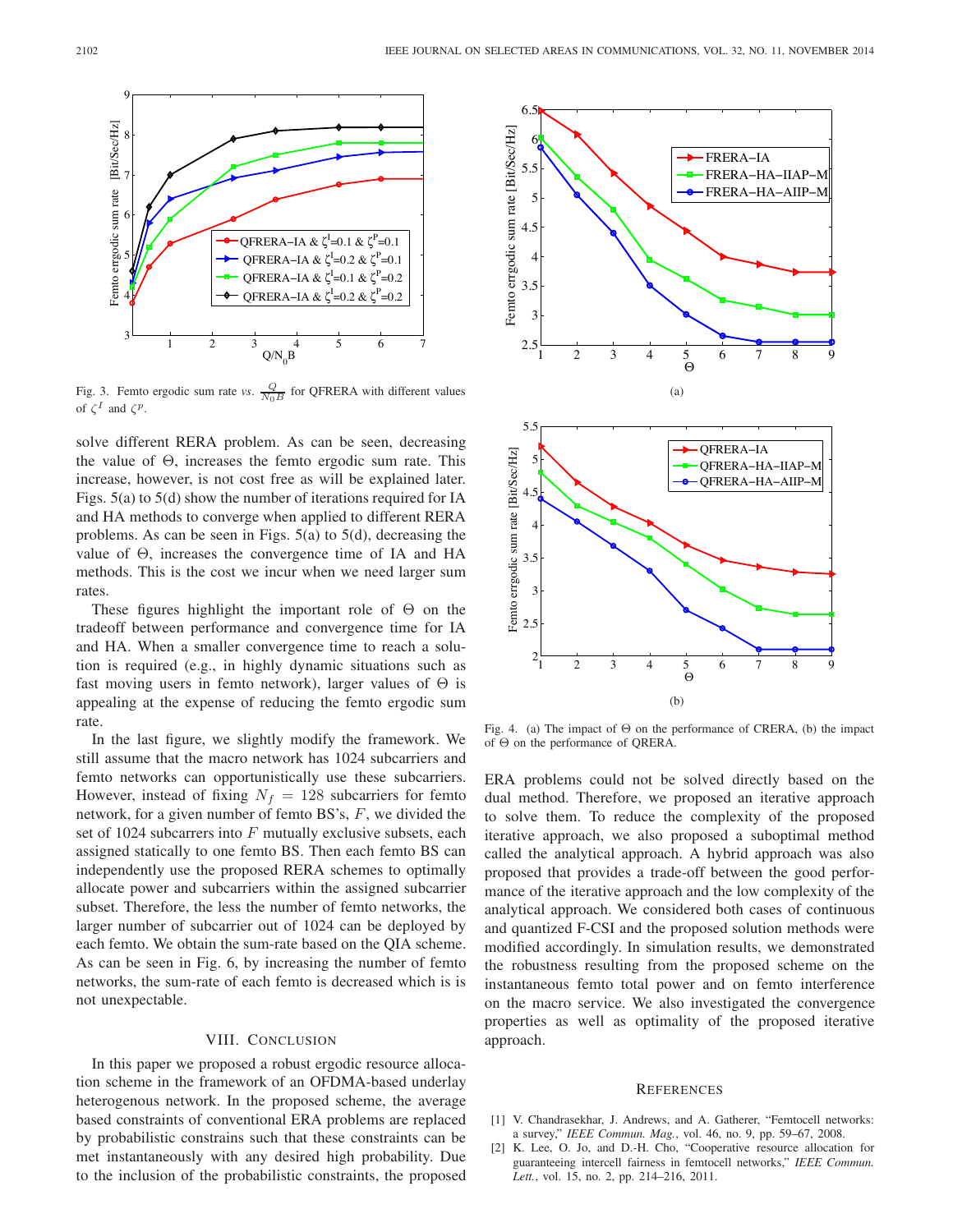Fig. 3. Femto ergodic sum rate *vs.* $\frac{Q}{N_0 B}$ for QFRERA with different values of $\zeta^I$ and $\zeta^P$.

solve different RERA problem. As can be seen, decreasing the value of $\Theta$, increases the femto ergodic sum rate. This increase, however, is not cost free as will be explained later. Figs. 5(a) to 5(d) show the number of iterations required for IA and HA methods to converge when applied to different RERA problems. As can be seen in Figs. 5(a) to 5(d), decreasing the value of $\Theta$, increases the convergence time of IA and HA methods. This is the cost we incur when we need larger sum rates.

These figures highlight the important role of $\Theta$ on the tradeoff between performance and convergence time for IA and HA. When a smaller convergence time to reach a solution is required (e.g., in highly dynamic situations such as fast moving users in femto network), larger values of $\Theta$ is appealing at the expense of reducing the femto ergodic sum rate.

In the last figure, we slightly modify the framework. We still assume that the macro network has 1024 subcarriers and femto networks can opportunistically use these subcarriers. However, instead of fixing $N_f = 128$ subcarriers for femto network, for a given number of femto BS's, $F$, we divided the set of 1024 subcarrers into $F$ mutually exclusive subsets, each assigned statically to one femto BS. Then each femto BS can independently use the proposed RERA schemes to optimally allocate power and subcarriers within the assigned subcarrier subset. Therefore, the less the number of femto networks, the larger number of subcarrier out of 1024 can be deployed by each femto. We obtain the sum-rate based on the QIA scheme. As can be seen in Fig. 6, by increasing the number of femto networks, the sum-rate of each femto is decreased which is is not unexpectable.

## VIII. Conclusion

In this paper we proposed a robust ergodic resource allocation scheme in the framework of an OFDMA-based underlay heterogenous network. In the proposed scheme, the average based constraints of conventional ERA problems are replaced by probabilistic constrains such that these constraints can be met instantaneously with any desired high probability. Due to the inclusion of the probabilistic constraints, the proposed ERA problems could not be solved directly based on the dual method. Therefore, we proposed an iterative approach to solve them. To reduce the complexity of the proposed iterative approach, we also proposed a suboptimal method called the analytical approach. A hybrid approach was also proposed that provides a trade-off between the good performance of the iterative approach and the low complexity of the analytical approach. We considered both cases of continuous and quantized F-CSI and the proposed solution methods were modified accordingly. In simulation results, we demonstrated the robustness resulting from the proposed scheme on the instantaneous femto total power and on femto interference on the macro service. We also investigated the convergence properties as well as optimality of the proposed iterative approach.

Fig. 4. (a) The impact of $\Theta$ on the performance of CRERA, (b) the impact of $\Theta$ on the performance of QRERA.

## References

[1] V. Chandrasekhar, J. Andrews, and A. Gatherer, "Femtocell networks: a survey," *IEEE Commun. Mag.*, vol. 46, no. 9, pp. 59–67, 2008.

[2] K. Lee, O. Jo, and D.-H. Cho, "Cooperative resource allocation for guaranteeing intercell fairness in femtocell networks," *IEEE Commun. Lett.*, vol. 15, no. 2, pp. 214–216, 2011.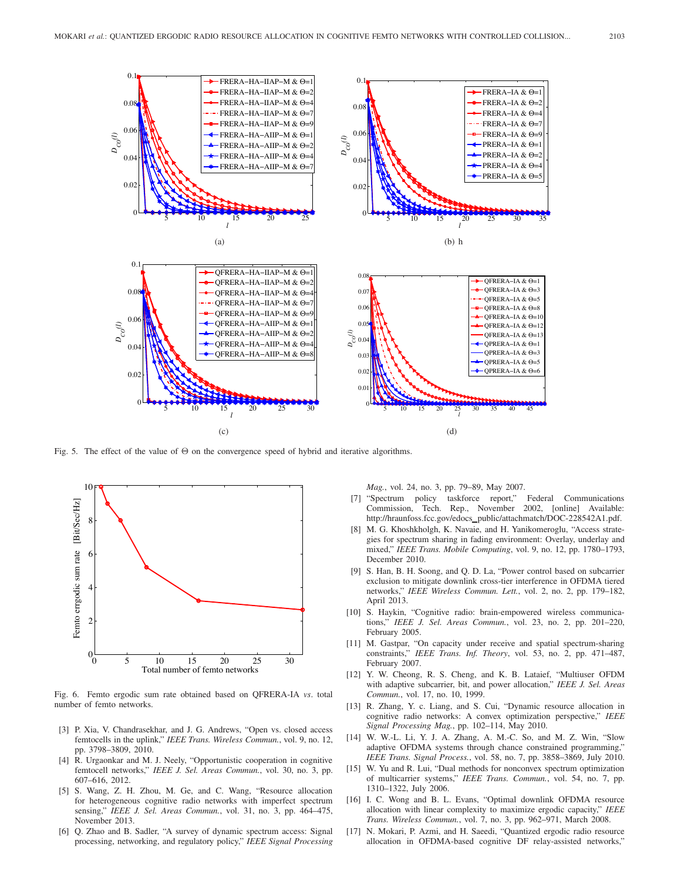Fig. 5. The effect of the value of $\Theta$ on the convergence speed of hybrid and iterative algorithms.

Fig. 6. Femto ergodic sum rate obtained based on QFRERA-IA *vs.* total number of femto networks.

[3] P. Xia, V. Chandrasekhar, and J. G. Andrews, "Open vs. closed access femtocells in the uplink," *IEEE Trans. Wireless Commun.*, vol. 9, no. 12, pp. 3798–3809, 2010.

[4] R. Urgaonkar and M. J. Neely, "Opportunistic cooperation in cognitive femtocell networks," *IEEE J. Sel. Areas Commun.*, vol. 30, no. 3, pp. 607–616, 2012.

[5] S. Wang, Z. H. Zhou, M. Ge, and C. Wang, "Resource allocation for heterogeneous cognitive radio networks with imperfect spectrum sensing," *IEEE J. Sel. Areas Commun.*, vol. 31, no. 3, pp. 464–475, November 2013.

[6] Q. Zhao and B. Sadler, "A survey of dynamic spectrum access: Signal processing, networking, and regulatory policy," *IEEE Signal Processing Mag.*, vol. 24, no. 3, pp. 79–89, May 2007.

[7] "Spectrum policy taskforce report," Federal Communications Commission, Tech. Rep., November 2002, [online] Available: http://hraunfoss.fcc.gov/edocs_public/attachmatch/DOC-228542A1.pdf.

[8] M. G. Khoshkholgh, K. Navaie, and H. Yanikomeroglu, "Access strategies for spectrum sharing in fading environment: Overlay, underlay and mixed," *IEEE Trans. Mobile Computing*, vol. 9, no. 12, pp. 1780–1793, December 2010.

[9] S. Han, B. H. Soong, and Q. D. La, "Power control based on subcarrier exclusion to mitigate downlink cross-tier interference in OFDMA tiered networks," *IEEE Wireless Commun. Lett.*, vol. 2, no. 2, pp. 179–182, April 2013.

[10] S. Haykin, "Cognitive radio: brain-empowered wireless communications," *IEEE J. Sel. Areas Commun.*, vol. 23, no. 2, pp. 201–220, February 2005.

[11] M. Gastpar, "On capacity under receive and spatial spectrum-sharing constraints," *IEEE Trans. Inf. Theory*, vol. 53, no. 2, pp. 471–487, February 2007.

[12] Y. W. Cheong, R. S. Cheng, and K. B. Lataief, "Multiuser OFDM with adaptive subcarrier, bit, and power allocation," *IEEE J. Sel. Areas Commun.*, vol. 17, no. 10, 1999.

[13] R. Zhang, Y. c. Liang, and S. Cui, "Dynamic resource allocation in cognitive radio networks: A convex optimization perspective," *IEEE Signal Processing Mag.*, pp. 102–114, May 2010.

[14] W. W.-L. Li, Y. J. A. Zhang, A. M.-C. So, and M. Z. Win, "Slow adaptive OFDMA systems through chance constrained programming," *IEEE Trans. Signal Process.*, vol. 58, no. 7, pp. 3858–3869, July 2010.

[15] W. Yu and R. Lui, "Dual methods for nonconvex spectrum optimization of multicarrier systems," *IEEE Trans. Commun.*, vol. 54, no. 7, pp. 1310–1322, July 2006.

[16] I. C. Wong and B. L. Evans, "Optimal downlink OFDMA resource allocation with linear complexity to maximize ergodic capacity," *IEEE Trans. Wireless Commun.*, vol. 7, no. 3, pp. 962–971, March 2008.

[17] N. Mokari, P. Azmi, and H. Saeedi, "Quantized ergodic radio resource allocation in OFDMA-based cognitive DF relay-assisted networks,"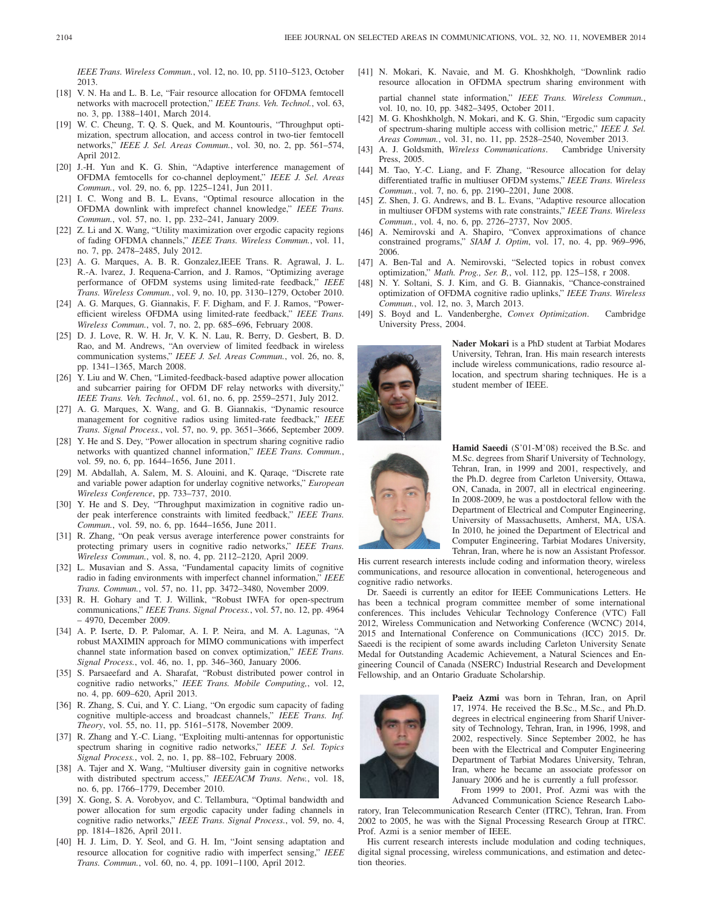*IEEE Trans. Wireless Commun.*, vol. 12, no. 10, pp. 5110–5123, October 2013.

[18] V. N. Ha and L. B. Le, "Fair resource allocation for OFDMA femtocell networks with macrocell protection," *IEEE Trans. Veh. Technol.*, vol. 63, no. 3, pp. 1388–1401, March 2014.

[19] W. C. Cheung, T. Q. S. Quek, and M. Kountouris, "Throughput optimization, spectrum allocation, and access control in two-tier femtocell networks," *IEEE J. Sel. Areas Commun.*, vol. 30, no. 2, pp. 561–574, April 2012.

[20] J.-H. Yun and K. G. Shin, "Adaptive interference management of OFDMA femtocells for co-channel deployment," *IEEE J. Sel. Areas Commun.*, vol. 29, no. 6, pp. 1225–1241, Jun 2011.

[21] I. C. Wong and B. L. Evans, "Optimal resource allocation in the OFDMA downlink with imperfect channel knowledge," *IEEE Trans. Commun.*, vol. 57, no. 1, pp. 232–241, January 2009.

[22] Z. Li and X. Wang, "Utility maximization over ergodic capacity regions of fading OFDMA channels," *IEEE Trans. Wireless Commun.*, vol. 11, no. 7, pp. 2478–2485, July 2012.

[23] A. G. Marques, A. B. R. Gonzalez,IEEE Trans. R. Agrawal, J. L. R.-A. lvarez, J. Requena-Carrion, and J. Ramos, "Optimizing average performance of OFDM systems using limited-rate feedback," *IEEE Trans. Wireless Commun.*, vol. 9, no. 10, pp. 3130–1279, October 2010.

[24] A. G. Marques, G. Giannakis, F. F. Digham, and F. J. Ramos, "Power-efficient wireless OFDMA using limited-rate feedback," *IEEE Trans. Wireless Commun.*, vol. 7, no. 2, pp. 685–696, February 2008.

[25] D. J. Love, R. W. H. Jr, V. K. N. Lau, R. Berry, D. Gesbert, B. D. Rao, and M. Andrews, "An overview of limited feedback in wireless communication systems," *IEEE J. Sel. Areas Commun.*, vol. 26, no. 8, pp. 1341–1365, March 2008.

[26] Y. Liu and W. Chen, "Limited-feedback-based adaptive power allocation and subcarrier pairing for OFDM DF relay networks with diversity," *IEEE Trans. Veh. Technol.*, vol. 61, no. 6, pp. 2559–2571, July 2012.

[27] A. G. Marques, X. Wang, and G. B. Giannakis, "Dynamic resource management for cognitive radios using limited-rate feedback," *IEEE Trans. Signal Process.*, vol. 57, no. 9, pp. 3651–3666, September 2009.

[28] Y. He and S. Dey, "Power allocation in spectrum sharing cognitive radio networks with quantized channel information," *IEEE Trans. Commun.*, vol. 59, no. 6, pp. 1644–1656, June 2011.

[29] M. Abdallah, A. Salem, M. S. Alouini, and K. Qaraqe, "Discrete rate and variable power adaption for underlay cognitive networks," *European Wireless Conference*, pp. 733–737, 2010.

[30] Y. He and S. Dey, "Throughput maximization in cognitive radio under peak interference constraints with limited feedback," *IEEE Trans. Commun.*, vol. 59, no. 6, pp. 1644–1656, June 2011.

[31] R. Zhang, "On peak versus average interference power constraints for protecting primary users in cognitive radio networks," *IEEE Trans. Wireless Commun.*, vol. 8, no. 4, pp. 2112–2120, April 2009.

[32] L. Musavian and S. Assa, "Fundamental capacity limits of cognitive radio in fading environments with imperfect channel information," *IEEE Trans. Commun.*, vol. 57, no. 11, pp. 3472–3480, November 2009.

[33] R. H. Gohary and T. J. Willink, "Robust IWFA for open-spectrum communications," *IEEE Trans. Signal Process.*, vol. 57, no. 12, pp. 4964 – 4970, December 2009.

[34] A. P. Iserte, D. P. Palomar, A. I. P. Neira, and M. A. Lagunas, "A robust MAXIMIN approach for MIMO communications with imperfect channel state information based on convex optimization," *IEEE Trans. Signal Process.*, vol. 46, no. 1, pp. 346–360, January 2006.

[35] S. Parsaeefard and A. Sharafat, "Robust distributed power control in cognitive radio networks," *IEEE Trans. Mobile Computing,*, vol. 12, no. 4, pp. 609–620, April 2013.

[36] R. Zhang, S. Cui, and Y. C. Liang, "On ergodic sum capacity of fading cognitive multiple-access and broadcast channels," *IEEE Trans. Inf. Theory*, vol. 55, no. 11, pp. 5161–5178, November 2009.

[37] R. Zhang and Y.-C. Liang, "Exploiting multi-antennas for opportunistic spectrum sharing in cognitive radio networks," *IEEE J. Sel. Topics Signal Process.*, vol. 2, no. 1, pp. 88–102, February 2008.

[38] A. Tajer and X. Wang, "Multiuser diversity gain in cognitive networks with distributed spectrum access," *IEEE/ACM Trans. Netw.*, vol. 18, no. 6, pp. 1766–1779, December 2010.

[39] X. Gong, S. A. Vorobyov, and C. Tellambura, "Optimal bandwidth and power allocation for sum ergodic capacity under fading channels in cognitive radio networks," *IEEE Trans. Signal Process.*, vol. 59, no. 4, pp. 1814–1826, April 2011.

[40] H. J. Lim, D. Y. Seol, and G. H. Im, "Joint sensing adaptation and resource allocation for cognitive radio with imperfect sensing," *IEEE Trans. Commun.*, vol. 60, no. 4, pp. 1091–1100, April 2012.

[41] N. Mokari, K. Navaie, and M. G. Khoshkholgh, "Downlink radio resource allocation in OFDMA spectrum sharing environment with partial channel state information," *IEEE Trans. Wireless Commun.*, vol. 10, no. 10, pp. 3482–3495, October 2011.

[42] M. G. Khoshkholgh, N. Mokari, and K. G. Shin, "Ergodic sum capacity of spectrum-sharing multiple access with collision metric," *IEEE J. Sel. Areas Commun.*, vol. 31, no. 11, pp. 2528–2540, November 2013.

[43] A. J. Goldsmith, *Wireless Communications*. Cambridge University Press, 2005.

[44] M. Tao, Y.-C. Liang, and F. Zhang, "Resource allocation for delay differentiated traffic in multiuser OFDM systems," *IEEE Trans. Wireless Commun.*, vol. 7, no. 6, pp. 2190–2201, June 2008.

[45] Z. Shen, J. G. Andrews, and B. L. Evans, "Adaptive resource allocation in multiuser OFDM systems with rate constraints," *IEEE Trans. Wireless Commun.*, vol. 4, no. 6, pp. 2726–2737, Nov 2005.

[46] A. Nemirovski and A. Shapiro, "Convex approximations of chance constrained programs," *SIAM J. Optim*, vol. 17, no. 4, pp. 969–996, 2006.

[47] A. Ben-Tal and A. Nemirovski, "Selected topics in robust convex optimization," *Math. Prog., Ser. B,*, vol. 112, pp. 125–158, r 2008.

[48] N. Y. Soltani, S. J. Kim, and G. B. Giannakis, "Chance-constrained optimization of OFDMA cognitive radio uplinks," *IEEE Trans. Wireless Commun.*, vol. 12, no. 3, March 2013.

[49] S. Boyd and L. Vandenberghe, *Convex Optimization*. Cambridge University Press, 2004.

**Nader Mokari** is a PhD student at Tarbiat Modares University, Tehran, Iran. His main research interests include wireless communications, radio resource allocation, and spectrum sharing techniques. He is a student member of IEEE.

**Hamid Saeedi** (S'01-M'08) received the B.Sc. and M.Sc. degrees from Sharif University of Technology, Tehran, Iran, in 1999 and 2001, respectively, and the Ph.D. degree from Carleton University, Ottawa, ON, Canada, in 2007, all in electrical engineering. In 2008-2009, he was a postdoctoral fellow with the Department of Electrical and Computer Engineering, University of Massachusetts, Amherst, MA, USA. In 2010, he joined the Department of Electrical and Computer Engineering, Tarbiat Modares University, Tehran, Iran, where he is now an Assistant Professor. His current research interests include coding and information theory, wireless communications, and resource allocation in conventional, heterogeneous and cognitive radio networks.

Dr. Saeedi is currently an editor for IEEE Communications Letters. He has been a technical program committee member of some international conferences. This includes Vehicular Technology Conference (VTC) Fall 2012, Wireless Communication and Networking Conference (WCNC) 2014, 2015 and International Conference on Communications (ICC) 2015. Dr. Saeedi is the recipient of some awards including Carleton University Senate Medal for Outstanding Academic Achievement, a Natural Sciences and Engineering Council of Canada (NSERC) Industrial Research and Development Fellowship, and an Ontario Graduate Scholarship.

**Paeiz Azmi** was born in Tehran, Iran, on April 17, 1974. He received the B.Sc., M.Sc., and Ph.D. degrees in electrical engineering from Sharif University of Technology, Tehran, Iran, in 1996, 1998, and 2002, respectively. Since September 2002, he has been with the Electrical and Computer Engineering Department of Tarbiat Modares University, Tehran, Iran, where he became an associate professor on January 2006 and he is currently a full professor.

From 1999 to 2001, Prof. Azmi was with the Advanced Communication Science Research Laboratory, Iran Telecommunication Research Center (ITRC), Tehran, Iran. From 2002 to 2005, he was with the Signal Processing Research Group at ITRC. Prof. Azmi is a senior member of IEEE.

His current research interests include modulation and coding techniques, digital signal processing, wireless communications, and estimation and detection theories.